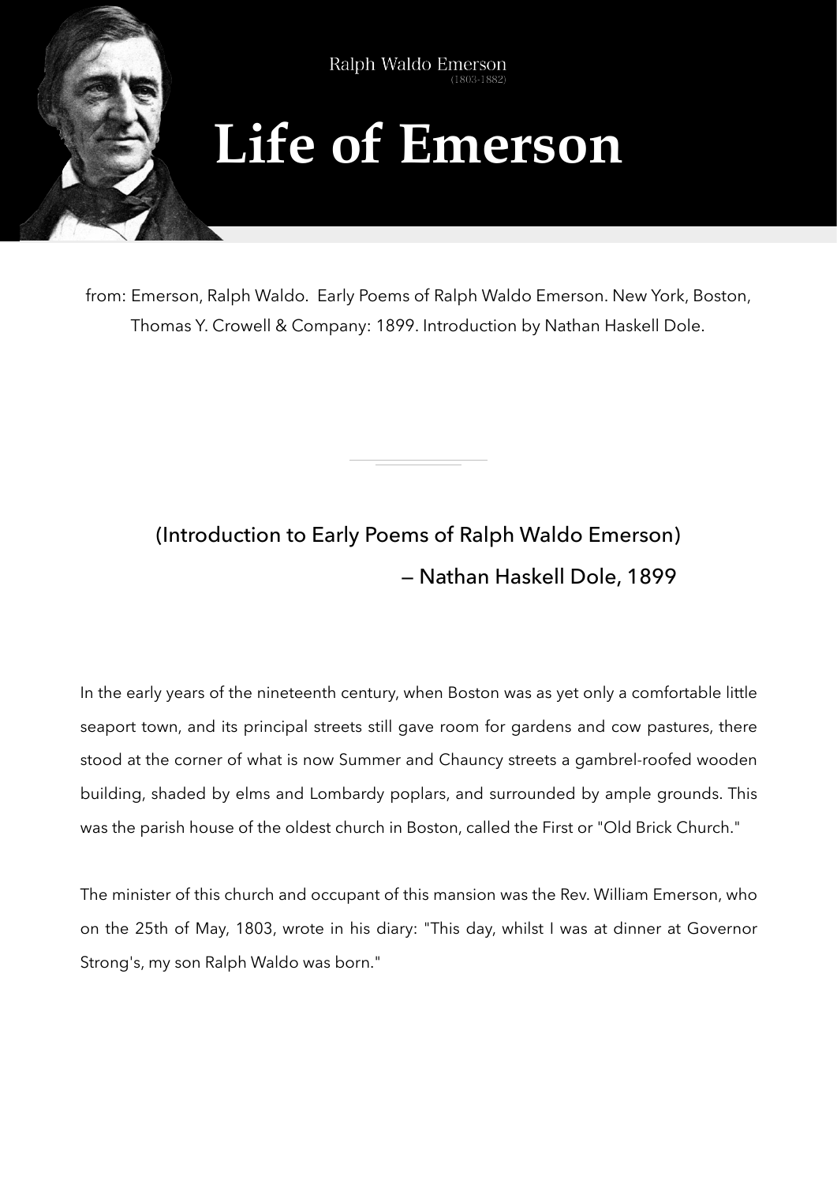Ralph Waldo Emerson
(1803-1882)

# Life of Emerson

from: Emerson, Ralph Waldo. Early Poems of Ralph Waldo Emerson. New York, Boston, Thomas Y. Crowell & Company: 1899. Introduction by Nathan Haskell Dole.

---

## (Introduction to Early Poems of Ralph Waldo Emerson)

### — Nathan Haskell Dole, 1899

In the early years of the nineteenth century, when Boston was as yet only a comfortable little seaport town, and its principal streets still gave room for gardens and cow pastures, there stood at the corner of what is now Summer and Chauncy streets a gambrel-roofed wooden building, shaded by elms and Lombardy poplars, and surrounded by ample grounds. This was the parish house of the oldest church in Boston, called the First or "Old Brick Church."

The minister of this church and occupant of this mansion was the Rev. William Emerson, who on the 25th of May, 1803, wrote in his diary: "This day, whilst I was at dinner at Governor Strong's, my son Ralph Waldo was born."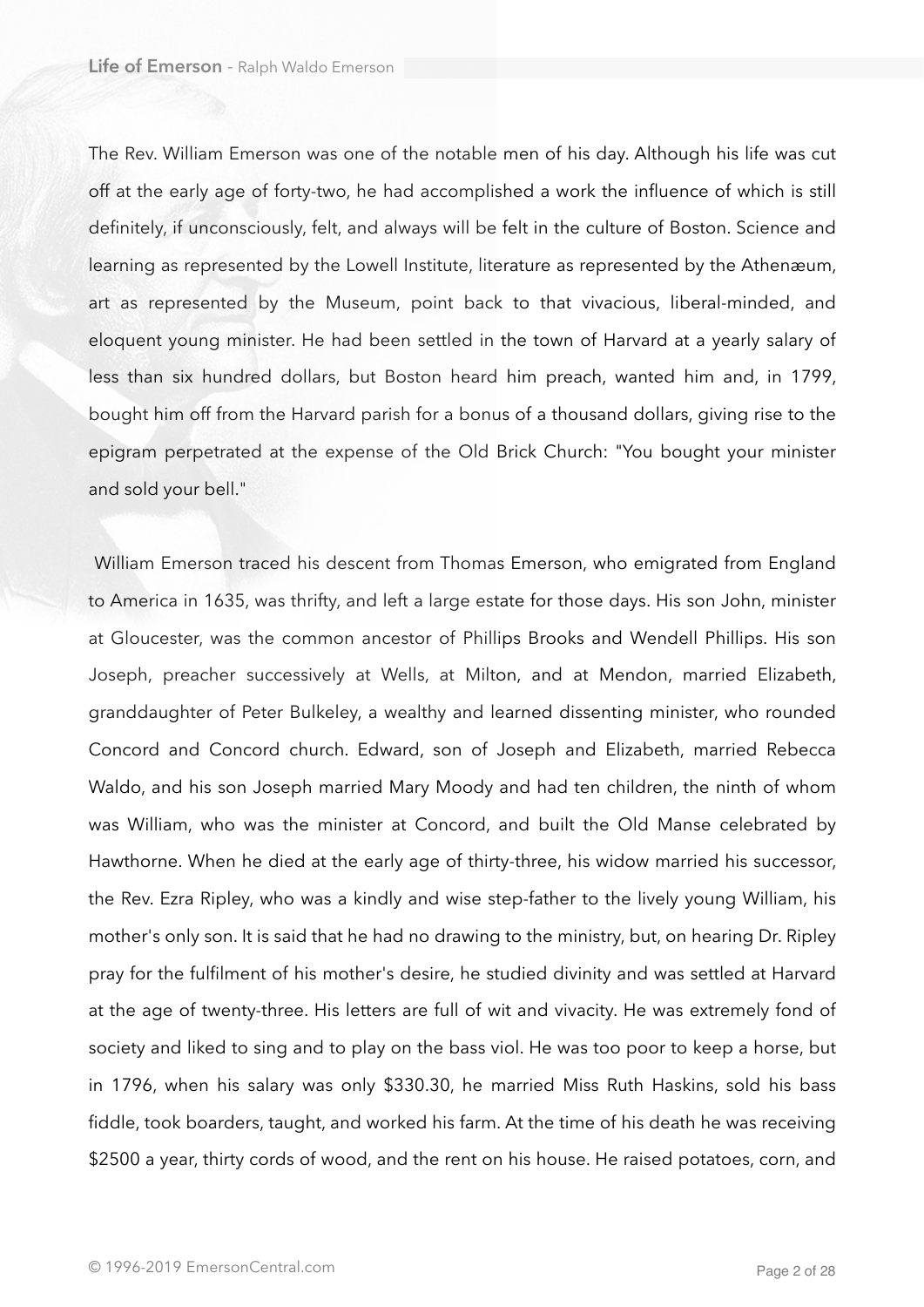The Rev. William Emerson was one of the notable men of his day. Although his life was cut off at the early age of forty-two, he had accomplished a work the influence of which is still definitely, if unconsciously, felt, and always will be felt in the culture of Boston. Science and learning as represented by the Lowell Institute, literature as represented by the Athenæum, art as represented by the Museum, point back to that vivacious, liberal-minded, and eloquent young minister. He had been settled in the town of Harvard at a yearly salary of less than six hundred dollars, but Boston heard him preach, wanted him and, in 1799, bought him off from the Harvard parish for a bonus of a thousand dollars, giving rise to the epigram perpetrated at the expense of the Old Brick Church: "You bought your minister and sold your bell."

William Emerson traced his descent from Thomas Emerson, who emigrated from England to America in 1635, was thrifty, and left a large estate for those days. His son John, minister at Gloucester, was the common ancestor of Phillips Brooks and Wendell Phillips. His son Joseph, preacher successively at Wells, at Milton, and at Mendon, married Elizabeth, granddaughter of Peter Bulkeley, a wealthy and learned dissenting minister, who rounded Concord and Concord church. Edward, son of Joseph and Elizabeth, married Rebecca Waldo, and his son Joseph married Mary Moody and had ten children, the ninth of whom was William, who was the minister at Concord, and built the Old Manse celebrated by Hawthorne. When he died at the early age of thirty-three, his widow married his successor, the Rev. Ezra Ripley, who was a kindly and wise step-father to the lively young William, his mother's only son. It is said that he had no drawing to the ministry, but, on hearing Dr. Ripley pray for the fulfilment of his mother's desire, he studied divinity and was settled at Harvard at the age of twenty-three. His letters are full of wit and vivacity. He was extremely fond of society and liked to sing and to play on the bass viol. He was too poor to keep a horse, but in 1796, when his salary was only $330.30, he married Miss Ruth Haskins, sold his bass fiddle, took boarders, taught, and worked his farm. At the time of his death he was receiving $2500 a year, thirty cords of wood, and the rent on his house. He raised potatoes, corn, and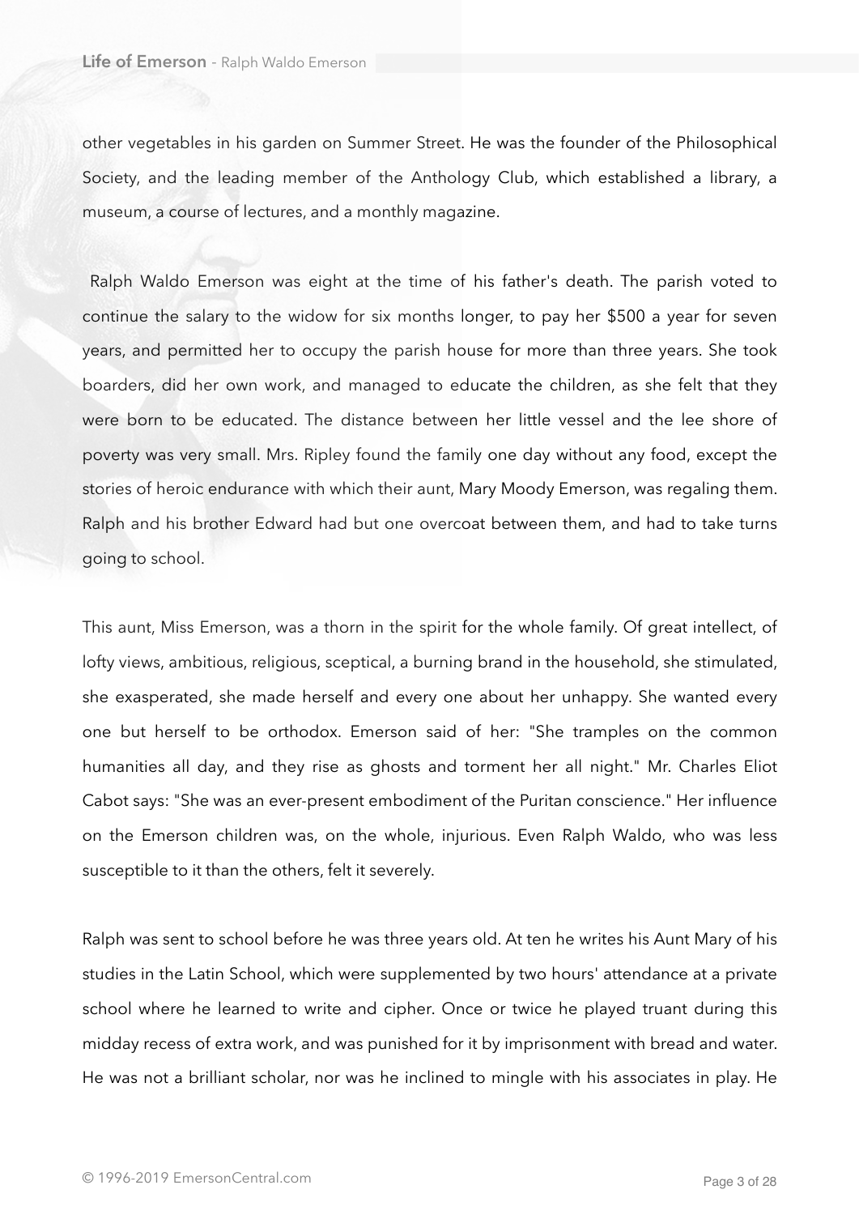other vegetables in his garden on Summer Street. He was the founder of the Philosophical Society, and the leading member of the Anthology Club, which established a library, a museum, a course of lectures, and a monthly magazine.

Ralph Waldo Emerson was eight at the time of his father's death. The parish voted to continue the salary to the widow for six months longer, to pay her $500 a year for seven years, and permitted her to occupy the parish house for more than three years. She took boarders, did her own work, and managed to educate the children, as she felt that they were born to be educated. The distance between her little vessel and the lee shore of poverty was very small. Mrs. Ripley found the family one day without any food, except the stories of heroic endurance with which their aunt, Mary Moody Emerson, was regaling them. Ralph and his brother Edward had but one overcoat between them, and had to take turns going to school.

This aunt, Miss Emerson, was a thorn in the spirit for the whole family. Of great intellect, of lofty views, ambitious, religious, sceptical, a burning brand in the household, she stimulated, she exasperated, she made herself and every one about her unhappy. She wanted every one but herself to be orthodox. Emerson said of her: "She tramples on the common humanities all day, and they rise as ghosts and torment her all night." Mr. Charles Eliot Cabot says: "She was an ever-present embodiment of the Puritan conscience." Her influence on the Emerson children was, on the whole, injurious. Even Ralph Waldo, who was less susceptible to it than the others, felt it severely.

Ralph was sent to school before he was three years old. At ten he writes his Aunt Mary of his studies in the Latin School, which were supplemented by two hours' attendance at a private school where he learned to write and cipher. Once or twice he played truant during this midday recess of extra work, and was punished for it by imprisonment with bread and water. He was not a brilliant scholar, nor was he inclined to mingle with his associates in play. He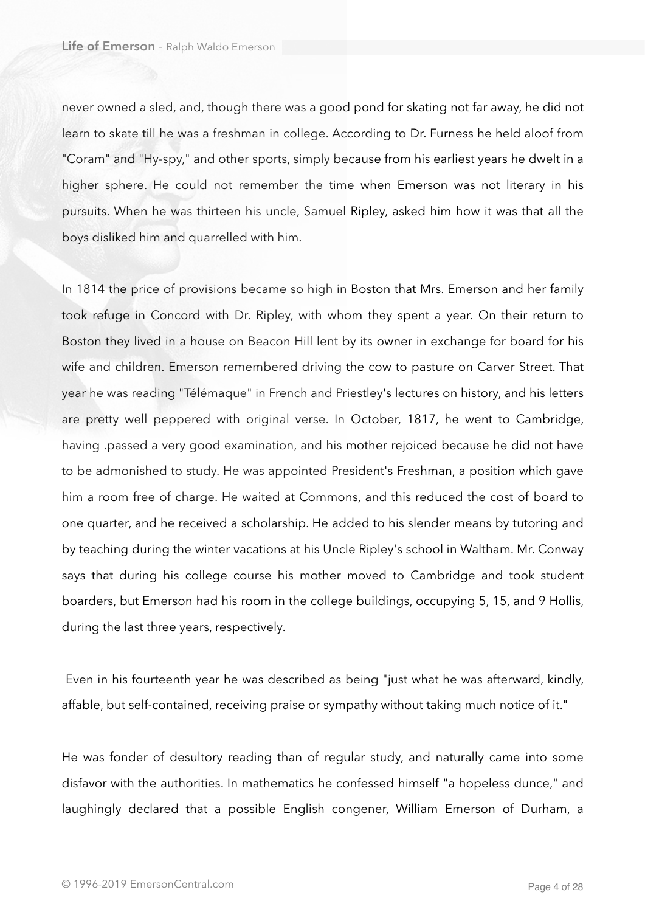never owned a sled, and, though there was a good pond for skating not far away, he did not learn to skate till he was a freshman in college. According to Dr. Furness he held aloof from "Coram" and "Hy-spy," and other sports, simply because from his earliest years he dwelt in a higher sphere. He could not remember the time when Emerson was not literary in his pursuits. When he was thirteen his uncle, Samuel Ripley, asked him how it was that all the boys disliked him and quarrelled with him.

In 1814 the price of provisions became so high in Boston that Mrs. Emerson and her family took refuge in Concord with Dr. Ripley, with whom they spent a year. On their return to Boston they lived in a house on Beacon Hill lent by its owner in exchange for board for his wife and children. Emerson remembered driving the cow to pasture on Carver Street. That year he was reading "Télémaque" in French and Priestley's lectures on history, and his letters are pretty well peppered with original verse. In October, 1817, he went to Cambridge, having .passed a very good examination, and his mother rejoiced because he did not have to be admonished to study. He was appointed President's Freshman, a position which gave him a room free of charge. He waited at Commons, and this reduced the cost of board to one quarter, and he received a scholarship. He added to his slender means by tutoring and by teaching during the winter vacations at his Uncle Ripley's school in Waltham. Mr. Conway says that during his college course his mother moved to Cambridge and took student boarders, but Emerson had his room in the college buildings, occupying 5, 15, and 9 Hollis, during the last three years, respectively.

Even in his fourteenth year he was described as being "just what he was afterward, kindly, affable, but self-contained, receiving praise or sympathy without taking much notice of it."

He was fonder of desultory reading than of regular study, and naturally came into some disfavor with the authorities. In mathematics he confessed himself "a hopeless dunce," and laughingly declared that a possible English congener, William Emerson of Durham, a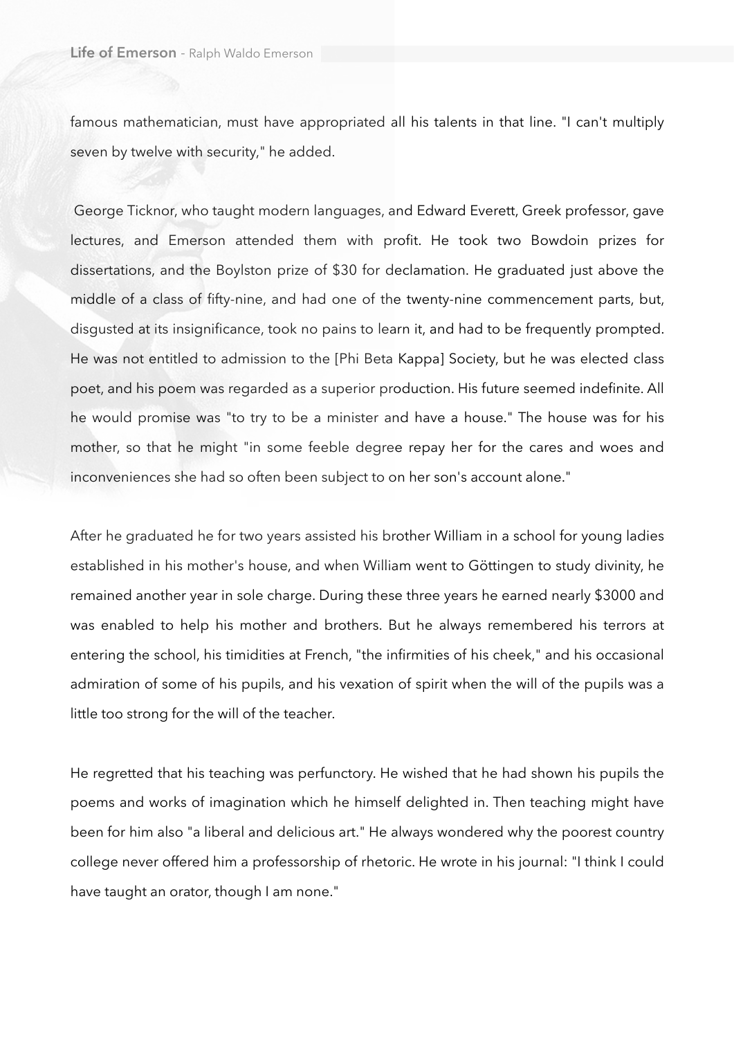famous mathematician, must have appropriated all his talents in that line. "I can't multiply seven by twelve with security," he added.

George Ticknor, who taught modern languages, and Edward Everett, Greek professor, gave lectures, and Emerson attended them with profit. He took two Bowdoin prizes for dissertations, and the Boylston prize of $30 for declamation. He graduated just above the middle of a class of fifty-nine, and had one of the twenty-nine commencement parts, but, disgusted at its insignificance, took no pains to learn it, and had to be frequently prompted. He was not entitled to admission to the [Phi Beta Kappa] Society, but he was elected class poet, and his poem was regarded as a superior production. His future seemed indefinite. All he would promise was "to try to be a minister and have a house." The house was for his mother, so that he might "in some feeble degree repay her for the cares and woes and inconveniences she had so often been subject to on her son's account alone."

After he graduated he for two years assisted his brother William in a school for young ladies established in his mother's house, and when William went to Göttingen to study divinity, he remained another year in sole charge. During these three years he earned nearly $3000 and was enabled to help his mother and brothers. But he always remembered his terrors at entering the school, his timidities at French, "the infirmities of his cheek," and his occasional admiration of some of his pupils, and his vexation of spirit when the will of the pupils was a little too strong for the will of the teacher.

He regretted that his teaching was perfunctory. He wished that he had shown his pupils the poems and works of imagination which he himself delighted in. Then teaching might have been for him also "a liberal and delicious art." He always wondered why the poorest country college never offered him a professorship of rhetoric. He wrote in his journal: "I think I could have taught an orator, though I am none."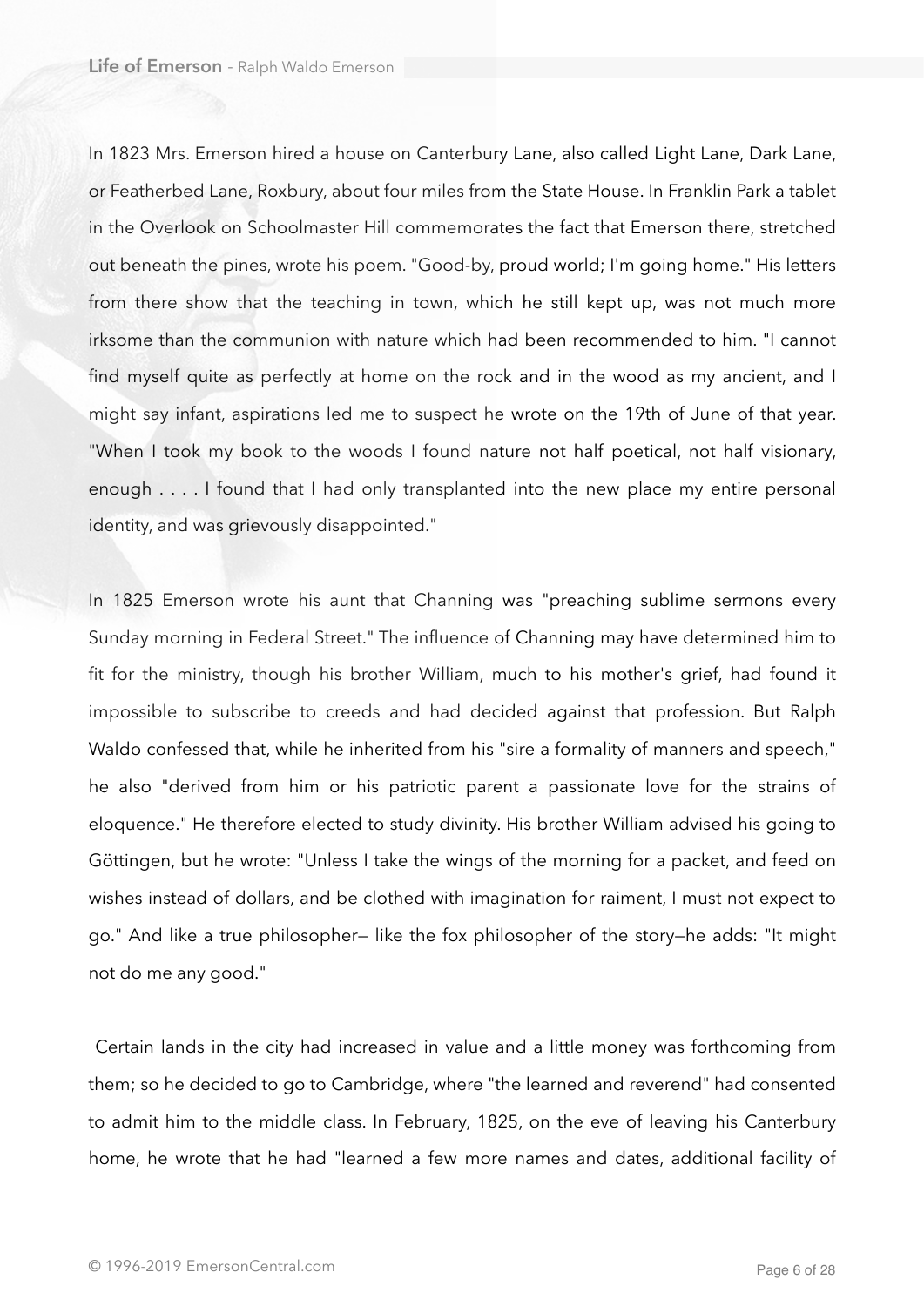In 1823 Mrs. Emerson hired a house on Canterbury Lane, also called Light Lane, Dark Lane, or Featherbed Lane, Roxbury, about four miles from the State House. In Franklin Park a tablet in the Overlook on Schoolmaster Hill commemorates the fact that Emerson there, stretched out beneath the pines, wrote his poem. "Good-by, proud world; I'm going home." His letters from there show that the teaching in town, which he still kept up, was not much more irksome than the communion with nature which had been recommended to him. "I cannot find myself quite as perfectly at home on the rock and in the wood as my ancient, and I might say infant, aspirations led me to suspect he wrote on the 19th of June of that year. "When I took my book to the woods I found nature not half poetical, not half visionary, enough . . . . I found that I had only transplanted into the new place my entire personal identity, and was grievously disappointed."

In 1825 Emerson wrote his aunt that Channing was "preaching sublime sermons every Sunday morning in Federal Street." The influence of Channing may have determined him to fit for the ministry, though his brother William, much to his mother's grief, had found it impossible to subscribe to creeds and had decided against that profession. But Ralph Waldo confessed that, while he inherited from his "sire a formality of manners and speech," he also "derived from him or his patriotic parent a passionate love for the strains of eloquence." He therefore elected to study divinity. His brother William advised his going to Göttingen, but he wrote: "Unless I take the wings of the morning for a packet, and feed on wishes instead of dollars, and be clothed with imagination for raiment, I must not expect to go." And like a true philosopher— like the fox philosopher of the story—he adds: "It might not do me any good."

Certain lands in the city had increased in value and a little money was forthcoming from them; so he decided to go to Cambridge, where "the learned and reverend" had consented to admit him to the middle class. In February, 1825, on the eve of leaving his Canterbury home, he wrote that he had "learned a few more names and dates, additional facility of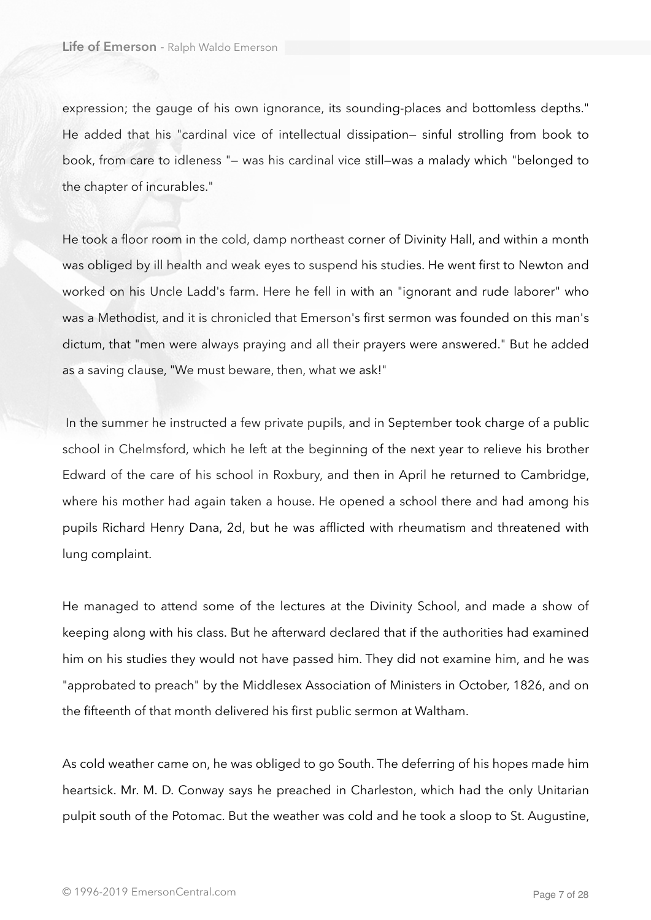expression; the gauge of his own ignorance, its sounding-places and bottomless depths." He added that his "cardinal vice of intellectual dissipation— sinful strolling from book to book, from care to idleness "— was his cardinal vice still—was a malady which "belonged to the chapter of incurables."

He took a floor room in the cold, damp northeast corner of Divinity Hall, and within a month was obliged by ill health and weak eyes to suspend his studies. He went first to Newton and worked on his Uncle Ladd's farm. Here he fell in with an "ignorant and rude laborer" who was a Methodist, and it is chronicled that Emerson's first sermon was founded on this man's dictum, that "men were always praying and all their prayers were answered." But he added as a saving clause, "We must beware, then, what we ask!"

In the summer he instructed a few private pupils, and in September took charge of a public school in Chelmsford, which he left at the beginning of the next year to relieve his brother Edward of the care of his school in Roxbury, and then in April he returned to Cambridge, where his mother had again taken a house. He opened a school there and had among his pupils Richard Henry Dana, 2d, but he was afflicted with rheumatism and threatened with lung complaint.

He managed to attend some of the lectures at the Divinity School, and made a show of keeping along with his class. But he afterward declared that if the authorities had examined him on his studies they would not have passed him. They did not examine him, and he was "approbated to preach" by the Middlesex Association of Ministers in October, 1826, and on the fifteenth of that month delivered his first public sermon at Waltham.

As cold weather came on, he was obliged to go South. The deferring of his hopes made him heartsick. Mr. M. D. Conway says he preached in Charleston, which had the only Unitarian pulpit south of the Potomac. But the weather was cold and he took a sloop to St. Augustine,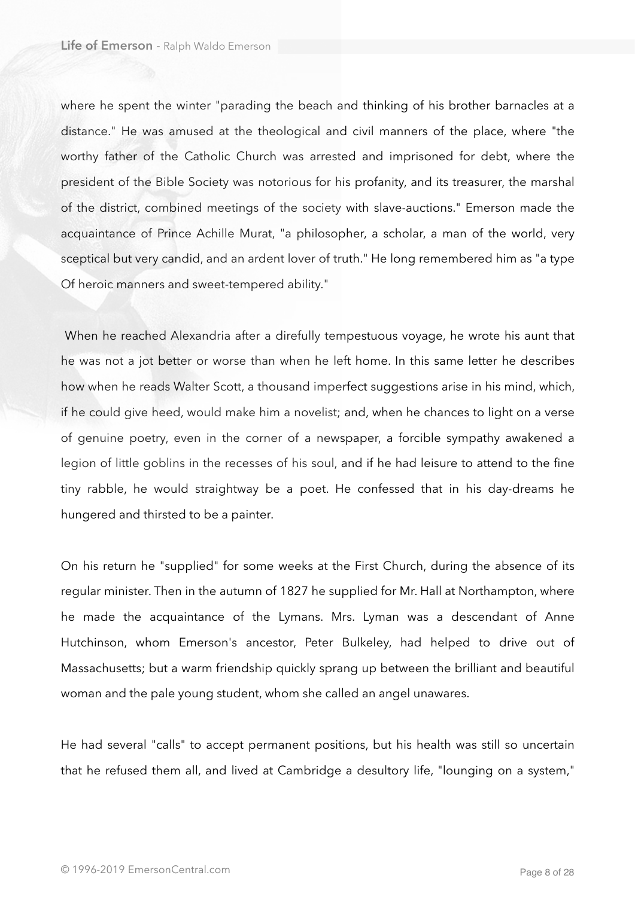where he spent the winter "parading the beach and thinking of his brother barnacles at a distance." He was amused at the theological and civil manners of the place, where "the worthy father of the Catholic Church was arrested and imprisoned for debt, where the president of the Bible Society was notorious for his profanity, and its treasurer, the marshal of the district, combined meetings of the society with slave-auctions." Emerson made the acquaintance of Prince Achille Murat, "a philosopher, a scholar, a man of the world, very sceptical but very candid, and an ardent lover of truth." He long remembered him as "a type Of heroic manners and sweet-tempered ability."

When he reached Alexandria after a direfully tempestuous voyage, he wrote his aunt that he was not a jot better or worse than when he left home. In this same letter he describes how when he reads Walter Scott, a thousand imperfect suggestions arise in his mind, which, if he could give heed, would make him a novelist; and, when he chances to light on a verse of genuine poetry, even in the corner of a newspaper, a forcible sympathy awakened a legion of little goblins in the recesses of his soul, and if he had leisure to attend to the fine tiny rabble, he would straightway be a poet. He confessed that in his day-dreams he hungered and thirsted to be a painter.

On his return he "supplied" for some weeks at the First Church, during the absence of its regular minister. Then in the autumn of 1827 he supplied for Mr. Hall at Northampton, where he made the acquaintance of the Lymans. Mrs. Lyman was a descendant of Anne Hutchinson, whom Emerson's ancestor, Peter Bulkeley, had helped to drive out of Massachusetts; but a warm friendship quickly sprang up between the brilliant and beautiful woman and the pale young student, whom she called an angel unawares.

He had several "calls" to accept permanent positions, but his health was still so uncertain that he refused them all, and lived at Cambridge a desultory life, "lounging on a system,"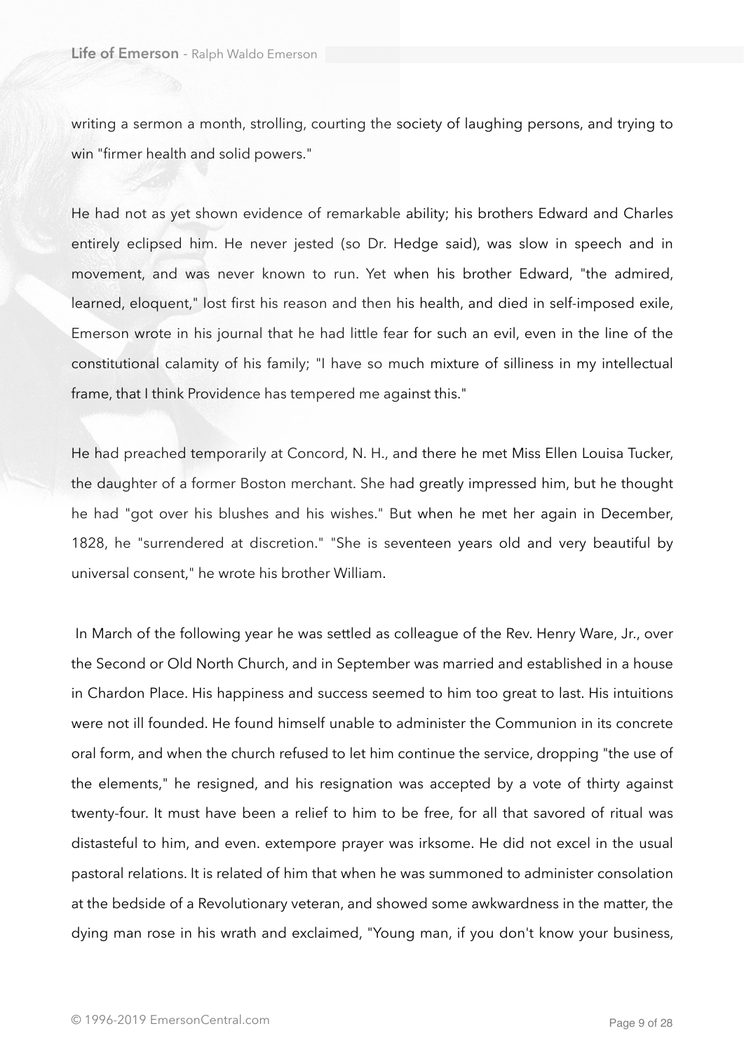writing a sermon a month, strolling, courting the society of laughing persons, and trying to win "firmer health and solid powers."

He had not as yet shown evidence of remarkable ability; his brothers Edward and Charles entirely eclipsed him. He never jested (so Dr. Hedge said), was slow in speech and in movement, and was never known to run. Yet when his brother Edward, "the admired, learned, eloquent," lost first his reason and then his health, and died in self-imposed exile, Emerson wrote in his journal that he had little fear for such an evil, even in the line of the constitutional calamity of his family; "I have so much mixture of silliness in my intellectual frame, that I think Providence has tempered me against this."

He had preached temporarily at Concord, N. H., and there he met Miss Ellen Louisa Tucker, the daughter of a former Boston merchant. She had greatly impressed him, but he thought he had "got over his blushes and his wishes." But when he met her again in December, 1828, he "surrendered at discretion." "She is seventeen years old and very beautiful by universal consent," he wrote his brother William.

In March of the following year he was settled as colleague of the Rev. Henry Ware, Jr., over the Second or Old North Church, and in September was married and established in a house in Chardon Place. His happiness and success seemed to him too great to last. His intuitions were not ill founded. He found himself unable to administer the Communion in its concrete oral form, and when the church refused to let him continue the service, dropping "the use of the elements," he resigned, and his resignation was accepted by a vote of thirty against twenty-four. It must have been a relief to him to be free, for all that savored of ritual was distasteful to him, and even. extempore prayer was irksome. He did not excel in the usual pastoral relations. It is related of him that when he was summoned to administer consolation at the bedside of a Revolutionary veteran, and showed some awkwardness in the matter, the dying man rose in his wrath and exclaimed, "Young man, if you don't know your business,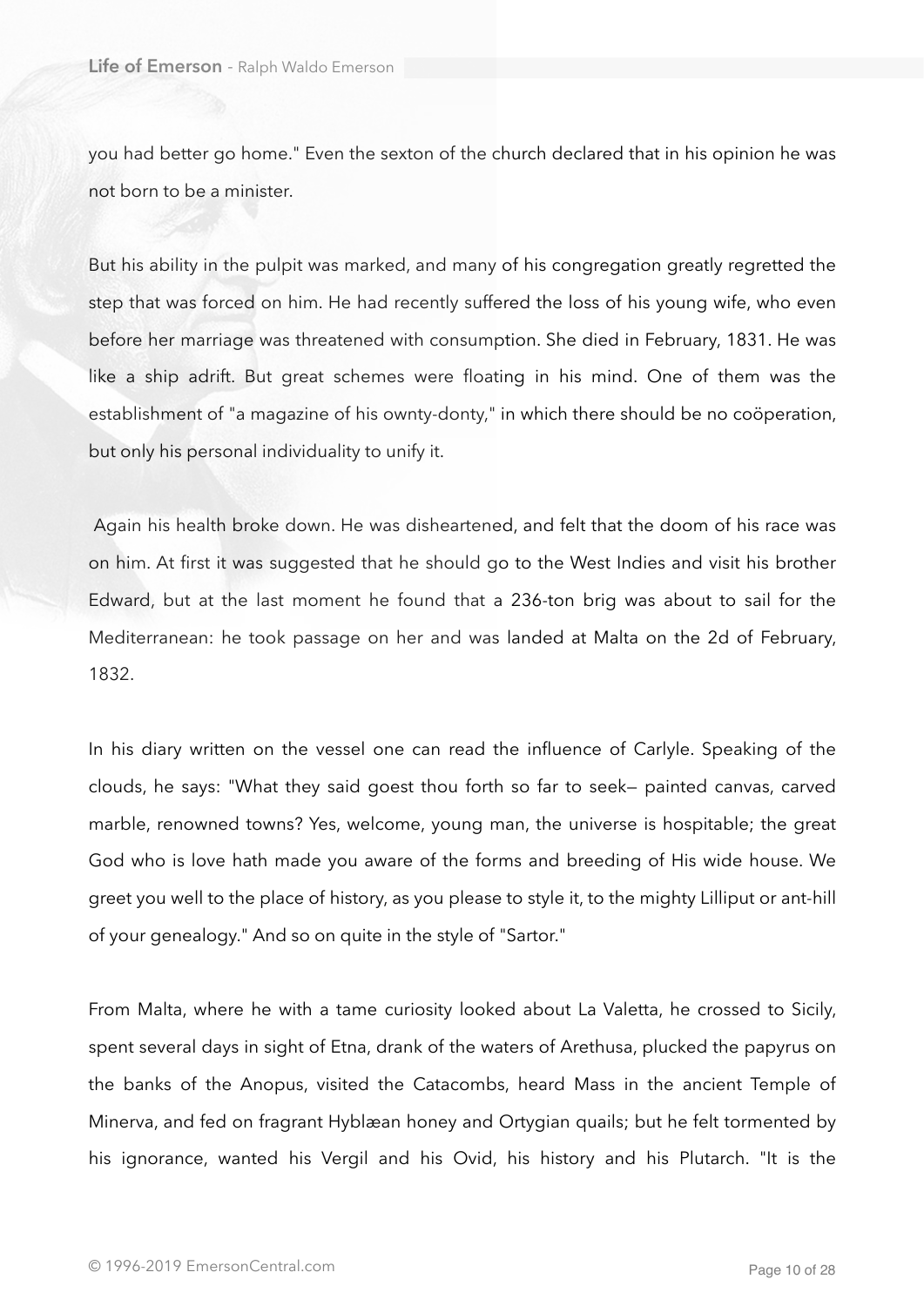you had better go home." Even the sexton of the church declared that in his opinion he was not born to be a minister.

But his ability in the pulpit was marked, and many of his congregation greatly regretted the step that was forced on him. He had recently suffered the loss of his young wife, who even before her marriage was threatened with consumption. She died in February, 1831. He was like a ship adrift. But great schemes were floating in his mind. One of them was the establishment of "a magazine of his ownty-donty," in which there should be no coöperation, but only his personal individuality to unify it.

Again his health broke down. He was disheartened, and felt that the doom of his race was on him. At first it was suggested that he should go to the West Indies and visit his brother Edward, but at the last moment he found that a 236-ton brig was about to sail for the Mediterranean: he took passage on her and was landed at Malta on the 2d of February, 1832.

In his diary written on the vessel one can read the influence of Carlyle. Speaking of the clouds, he says: "What they said goest thou forth so far to seek— painted canvas, carved marble, renowned towns? Yes, welcome, young man, the universe is hospitable; the great God who is love hath made you aware of the forms and breeding of His wide house. We greet you well to the place of history, as you please to style it, to the mighty Lilliput or ant-hill of your genealogy." And so on quite in the style of "Sartor."

From Malta, where he with a tame curiosity looked about La Valetta, he crossed to Sicily, spent several days in sight of Etna, drank of the waters of Arethusa, plucked the papyrus on the banks of the Anopus, visited the Catacombs, heard Mass in the ancient Temple of Minerva, and fed on fragrant Hyblæan honey and Ortygian quails; but he felt tormented by his ignorance, wanted his Vergil and his Ovid, his history and his Plutarch. "It is the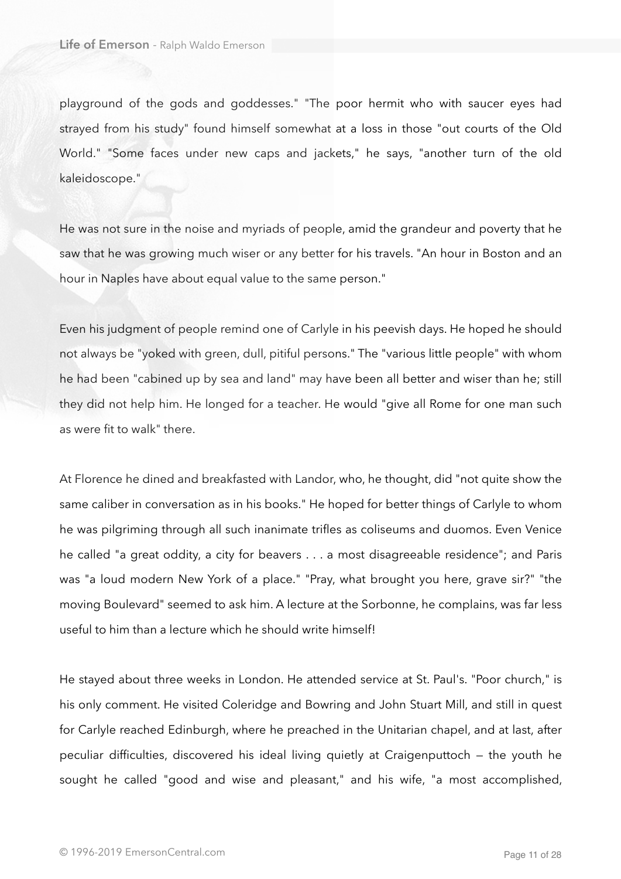playground of the gods and goddesses." "The poor hermit who with saucer eyes had strayed from his study" found himself somewhat at a loss in those "out courts of the Old World." "Some faces under new caps and jackets," he says, "another turn of the old kaleidoscope."

He was not sure in the noise and myriads of people, amid the grandeur and poverty that he saw that he was growing much wiser or any better for his travels. "An hour in Boston and an hour in Naples have about equal value to the same person."

Even his judgment of people remind one of Carlyle in his peevish days. He hoped he should not always be "yoked with green, dull, pitiful persons." The "various little people" with whom he had been "cabined up by sea and land" may have been all better and wiser than he; still they did not help him. He longed for a teacher. He would "give all Rome for one man such as were fit to walk" there.

At Florence he dined and breakfasted with Landor, who, he thought, did "not quite show the same caliber in conversation as in his books." He hoped for better things of Carlyle to whom he was pilgriming through all such inanimate trifles as coliseums and duomos. Even Venice he called "a great oddity, a city for beavers . . . a most disagreeable residence"; and Paris was "a loud modern New York of a place." "Pray, what brought you here, grave sir?" "the moving Boulevard" seemed to ask him. A lecture at the Sorbonne, he complains, was far less useful to him than a lecture which he should write himself!

He stayed about three weeks in London. He attended service at St. Paul's. "Poor church," is his only comment. He visited Coleridge and Bowring and John Stuart Mill, and still in quest for Carlyle reached Edinburgh, where he preached in the Unitarian chapel, and at last, after peculiar difficulties, discovered his ideal living quietly at Craigenputtoch — the youth he sought he called "good and wise and pleasant," and his wife, "a most accomplished,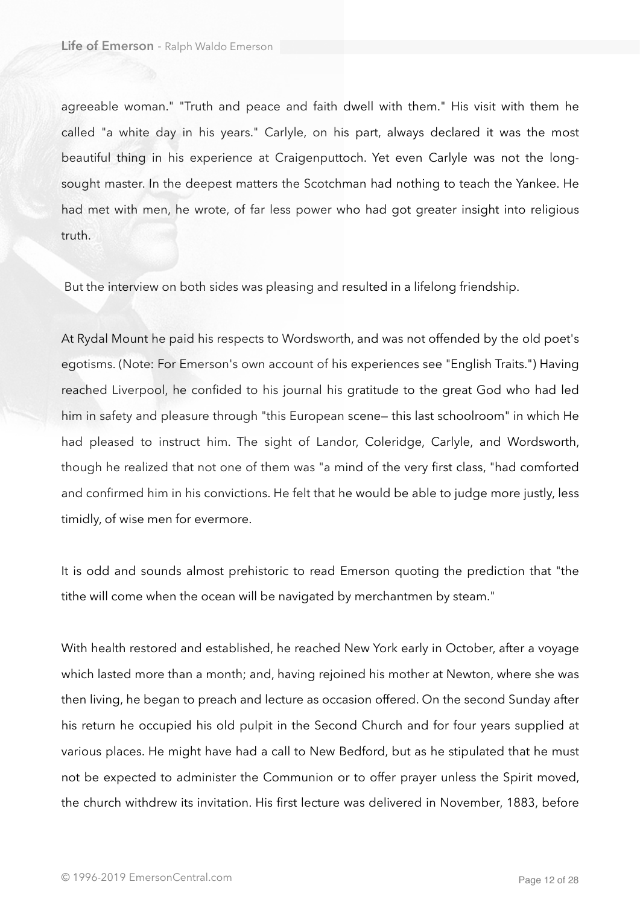agreeable woman." "Truth and peace and faith dwell with them." His visit with them he called "a white day in his years." Carlyle, on his part, always declared it was the most beautiful thing in his experience at Craigenputtoch. Yet even Carlyle was not the long-sought master. In the deepest matters the Scotchman had nothing to teach the Yankee. He had met with men, he wrote, of far less power who had got greater insight into religious truth.

But the interview on both sides was pleasing and resulted in a lifelong friendship.

At Rydal Mount he paid his respects to Wordsworth, and was not offended by the old poet's egotisms. (Note: For Emerson's own account of his experiences see "English Traits.") Having reached Liverpool, he confided to his journal his gratitude to the great God who had led him in safety and pleasure through "this European scene— this last schoolroom" in which He had pleased to instruct him. The sight of Landor, Coleridge, Carlyle, and Wordsworth, though he realized that not one of them was "a mind of the very first class, "had comforted and confirmed him in his convictions. He felt that he would be able to judge more justly, less timidly, of wise men for evermore.

It is odd and sounds almost prehistoric to read Emerson quoting the prediction that "the tithe will come when the ocean will be navigated by merchantmen by steam."

With health restored and established, he reached New York early in October, after a voyage which lasted more than a month; and, having rejoined his mother at Newton, where she was then living, he began to preach and lecture as occasion offered. On the second Sunday after his return he occupied his old pulpit in the Second Church and for four years supplied at various places. He might have had a call to New Bedford, but as he stipulated that he must not be expected to administer the Communion or to offer prayer unless the Spirit moved, the church withdrew its invitation. His first lecture was delivered in November, 1883, before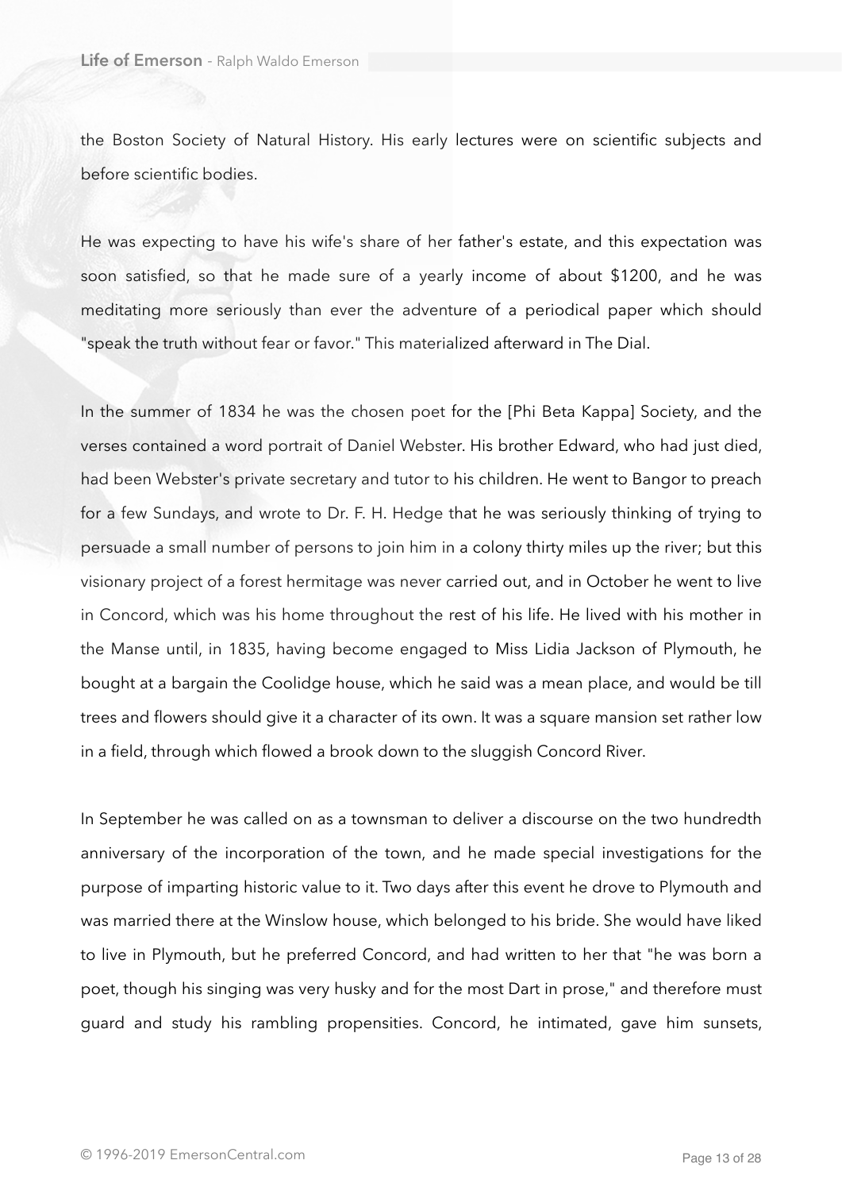the Boston Society of Natural History. His early lectures were on scientific subjects and before scientific bodies.

He was expecting to have his wife's share of her father's estate, and this expectation was soon satisfied, so that he made sure of a yearly income of about $1200, and he was meditating more seriously than ever the adventure of a periodical paper which should "speak the truth without fear or favor." This materialized afterward in The Dial.

In the summer of 1834 he was the chosen poet for the [Phi Beta Kappa] Society, and the verses contained a word portrait of Daniel Webster. His brother Edward, who had just died, had been Webster's private secretary and tutor to his children. He went to Bangor to preach for a few Sundays, and wrote to Dr. F. H. Hedge that he was seriously thinking of trying to persuade a small number of persons to join him in a colony thirty miles up the river; but this visionary project of a forest hermitage was never carried out, and in October he went to live in Concord, which was his home throughout the rest of his life. He lived with his mother in the Manse until, in 1835, having become engaged to Miss Lidia Jackson of Plymouth, he bought at a bargain the Coolidge house, which he said was a mean place, and would be till trees and flowers should give it a character of its own. It was a square mansion set rather low in a field, through which flowed a brook down to the sluggish Concord River.

In September he was called on as a townsman to deliver a discourse on the two hundredth anniversary of the incorporation of the town, and he made special investigations for the purpose of imparting historic value to it. Two days after this event he drove to Plymouth and was married there at the Winslow house, which belonged to his bride. She would have liked to live in Plymouth, but he preferred Concord, and had written to her that "he was born a poet, though his singing was very husky and for the most Dart in prose," and therefore must guard and study his rambling propensities. Concord, he intimated, gave him sunsets,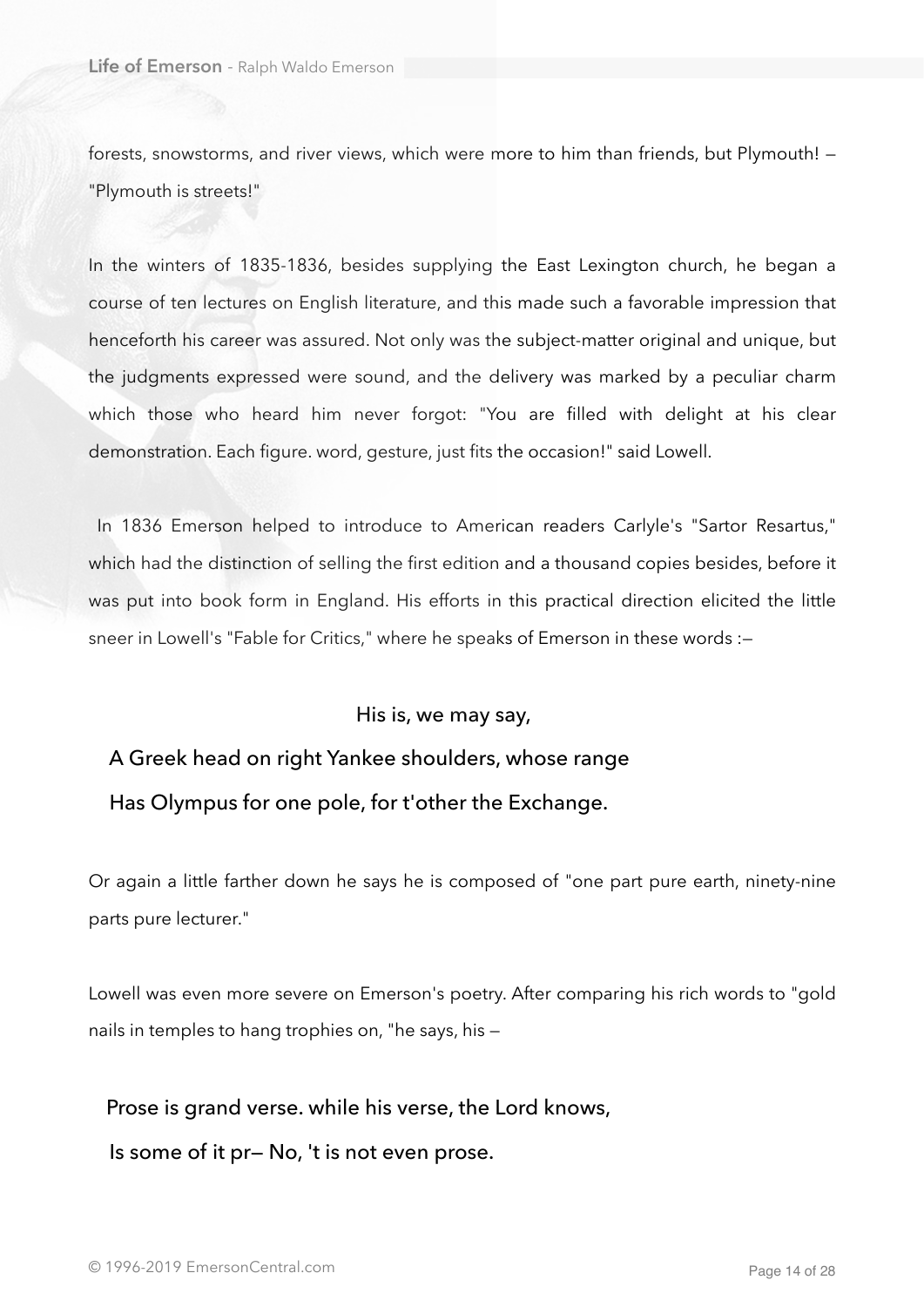forests, snowstorms, and river views, which were more to him than friends, but Plymouth! — "Plymouth is streets!"

In the winters of 1835-1836, besides supplying the East Lexington church, he began a course of ten lectures on English literature, and this made such a favorable impression that henceforth his career was assured. Not only was the subject-matter original and unique, but the judgments expressed were sound, and the delivery was marked by a peculiar charm which those who heard him never forgot: "You are filled with delight at his clear demonstration. Each figure. word, gesture, just fits the occasion!" said Lowell.

In 1836 Emerson helped to introduce to American readers Carlyle's "Sartor Resartus," which had the distinction of selling the first edition and a thousand copies besides, before it was put into book form in England. His efforts in this practical direction elicited the little sneer in Lowell's "Fable for Critics," where he speaks of Emerson in these words :—

> His is, we may say,
>
> A Greek head on right Yankee shoulders, whose range
>
> Has Olympus for one pole, for t'other the Exchange.

Or again a little farther down he says he is composed of "one part pure earth, ninety-nine parts pure lecturer."

Lowell was even more severe on Emerson's poetry. After comparing his rich words to "gold nails in temples to hang trophies on, "he says, his —

> Prose is grand verse. while his verse, the Lord knows,
>
> Is some of it pr— No, 't is not even prose.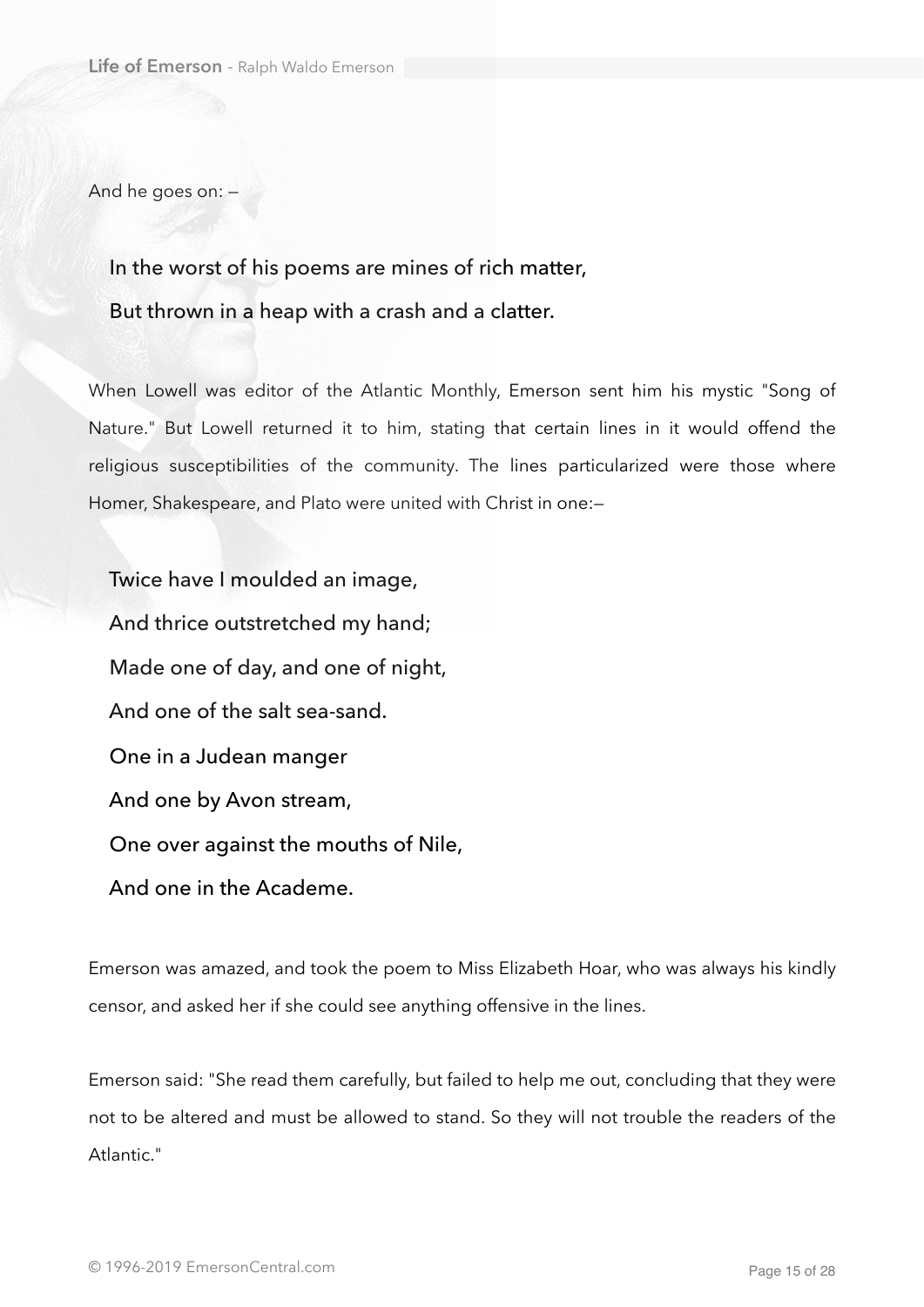And he goes on: —

> In the worst of his poems are mines of rich matter,
> But thrown in a heap with a crash and a clatter.

When Lowell was editor of the Atlantic Monthly, Emerson sent him his mystic "Song of Nature." But Lowell returned it to him, stating that certain lines in it would offend the religious susceptibilities of the community. The lines particularized were those where Homer, Shakespeare, and Plato were united with Christ in one:—

> Twice have I moulded an image,
> And thrice outstretched my hand;
> Made one of day, and one of night,
> And one of the salt sea-sand.
> One in a Judean manger
> And one by Avon stream,
> One over against the mouths of Nile,
> And one in the Academe.

Emerson was amazed, and took the poem to Miss Elizabeth Hoar, who was always his kindly censor, and asked her if she could see anything offensive in the lines.

Emerson said: "She read them carefully, but failed to help me out, concluding that they were not to be altered and must be allowed to stand. So they will not trouble the readers of the Atlantic."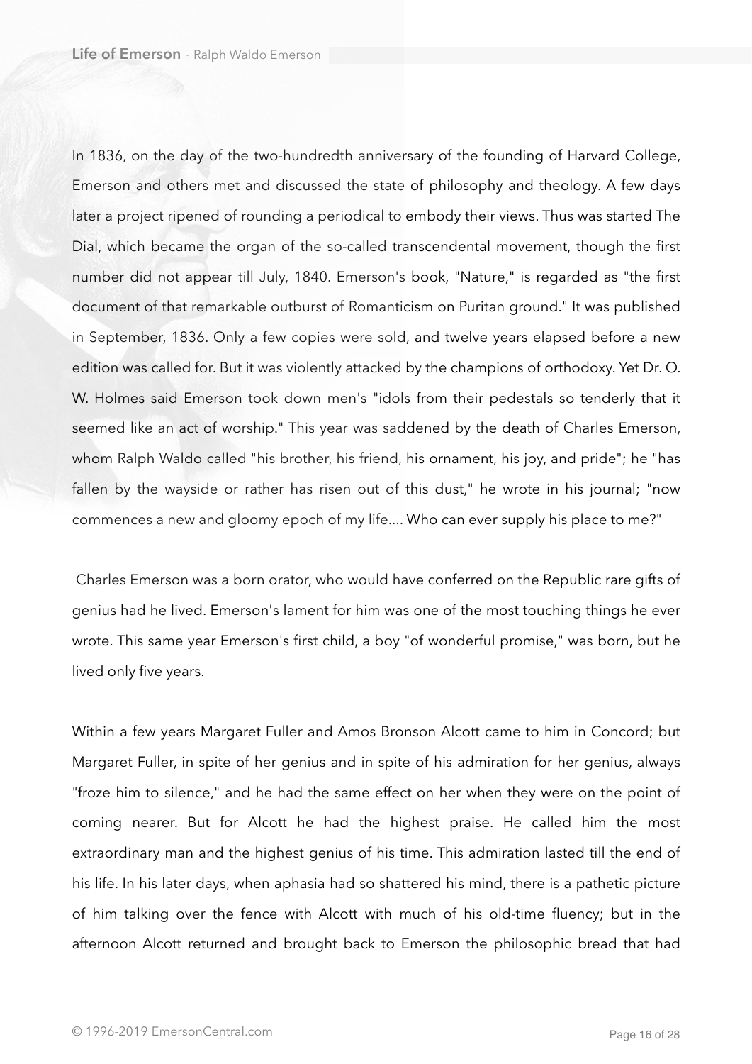In 1836, on the day of the two-hundredth anniversary of the founding of Harvard College, Emerson and others met and discussed the state of philosophy and theology. A few days later a project ripened of rounding a periodical to embody their views. Thus was started The Dial, which became the organ of the so-called transcendental movement, though the first number did not appear till July, 1840. Emerson's book, "Nature," is regarded as "the first document of that remarkable outburst of Romanticism on Puritan ground." It was published in September, 1836. Only a few copies were sold, and twelve years elapsed before a new edition was called for. But it was violently attacked by the champions of orthodoxy. Yet Dr. O. W. Holmes said Emerson took down men's "idols from their pedestals so tenderly that it seemed like an act of worship." This year was saddened by the death of Charles Emerson, whom Ralph Waldo called "his brother, his friend, his ornament, his joy, and pride"; he "has fallen by the wayside or rather has risen out of this dust," he wrote in his journal; "now commences a new and gloomy epoch of my life.... Who can ever supply his place to me?"

Charles Emerson was a born orator, who would have conferred on the Republic rare gifts of genius had he lived. Emerson's lament for him was one of the most touching things he ever wrote. This same year Emerson's first child, a boy "of wonderful promise," was born, but he lived only five years.

Within a few years Margaret Fuller and Amos Bronson Alcott came to him in Concord; but Margaret Fuller, in spite of her genius and in spite of his admiration for her genius, always "froze him to silence," and he had the same effect on her when they were on the point of coming nearer. But for Alcott he had the highest praise. He called him the most extraordinary man and the highest genius of his time. This admiration lasted till the end of his life. In his later days, when aphasia had so shattered his mind, there is a pathetic picture of him talking over the fence with Alcott with much of his old-time fluency; but in the afternoon Alcott returned and brought back to Emerson the philosophic bread that had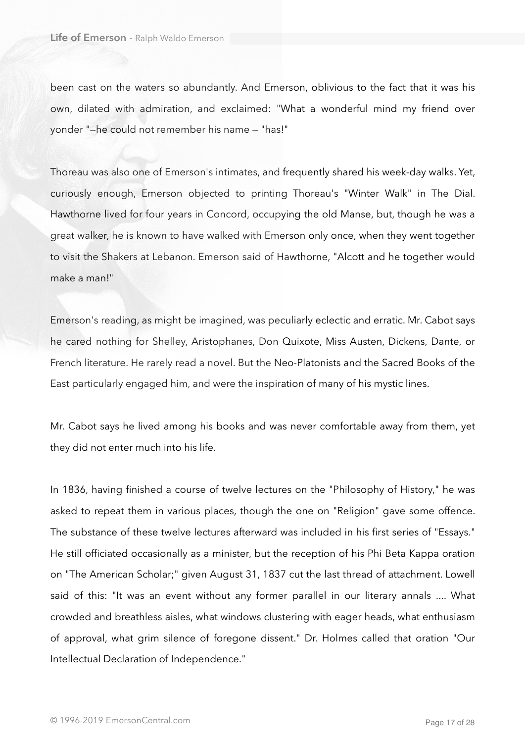been cast on the waters so abundantly. And Emerson, oblivious to the fact that it was his own, dilated with admiration, and exclaimed: "What a wonderful mind my friend over yonder "—he could not remember his name — "has!"

Thoreau was also one of Emerson's intimates, and frequently shared his week-day walks. Yet, curiously enough, Emerson objected to printing Thoreau's "Winter Walk" in The Dial. Hawthorne lived for four years in Concord, occupying the old Manse, but, though he was a great walker, he is known to have walked with Emerson only once, when they went together to visit the Shakers at Lebanon. Emerson said of Hawthorne, "Alcott and he together would make a man!"

Emerson's reading, as might be imagined, was peculiarly eclectic and erratic. Mr. Cabot says he cared nothing for Shelley, Aristophanes, Don Quixote, Miss Austen, Dickens, Dante, or French literature. He rarely read a novel. But the Neo-Platonists and the Sacred Books of the East particularly engaged him, and were the inspiration of many of his mystic lines.

Mr. Cabot says he lived among his books and was never comfortable away from them, yet they did not enter much into his life.

In 1836, having finished a course of twelve lectures on the "Philosophy of History," he was asked to repeat them in various places, though the one on "Religion" gave some offence. The substance of these twelve lectures afterward was included in his first series of "Essays." He still officiated occasionally as a minister, but the reception of his Phi Beta Kappa oration on "The American Scholar;" given August 31, 1837 cut the last thread of attachment. Lowell said of this: "It was an event without any former parallel in our literary annals .... What crowded and breathless aisles, what windows clustering with eager heads, what enthusiasm of approval, what grim silence of foregone dissent." Dr. Holmes called that oration "Our Intellectual Declaration of Independence."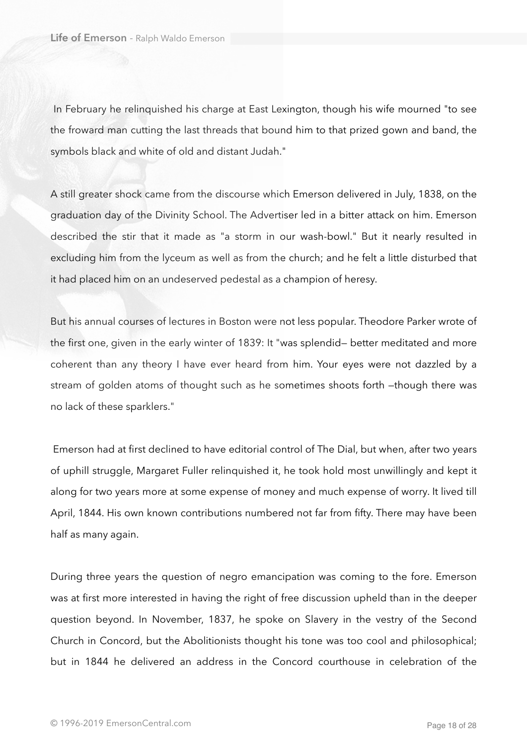In February he relinquished his charge at East Lexington, though his wife mourned "to see the froward man cutting the last threads that bound him to that prized gown and band, the symbols black and white of old and distant Judah."

A still greater shock came from the discourse which Emerson delivered in July, 1838, on the graduation day of the Divinity School. The Advertiser led in a bitter attack on him. Emerson described the stir that it made as "a storm in our wash-bowl." But it nearly resulted in excluding him from the lyceum as well as from the church; and he felt a little disturbed that it had placed him on an undeserved pedestal as a champion of heresy.

But his annual courses of lectures in Boston were not less popular. Theodore Parker wrote of the first one, given in the early winter of 1839: It "was splendid— better meditated and more coherent than any theory I have ever heard from him. Your eyes were not dazzled by a stream of golden atoms of thought such as he sometimes shoots forth —though there was no lack of these sparklers."

Emerson had at first declined to have editorial control of The Dial, but when, after two years of uphill struggle, Margaret Fuller relinquished it, he took hold most unwillingly and kept it along for two years more at some expense of money and much expense of worry. It lived till April, 1844. His own known contributions numbered not far from fifty. There may have been half as many again.

During three years the question of negro emancipation was coming to the fore. Emerson was at first more interested in having the right of free discussion upheld than in the deeper question beyond. In November, 1837, he spoke on Slavery in the vestry of the Second Church in Concord, but the Abolitionists thought his tone was too cool and philosophical; but in 1844 he delivered an address in the Concord courthouse in celebration of the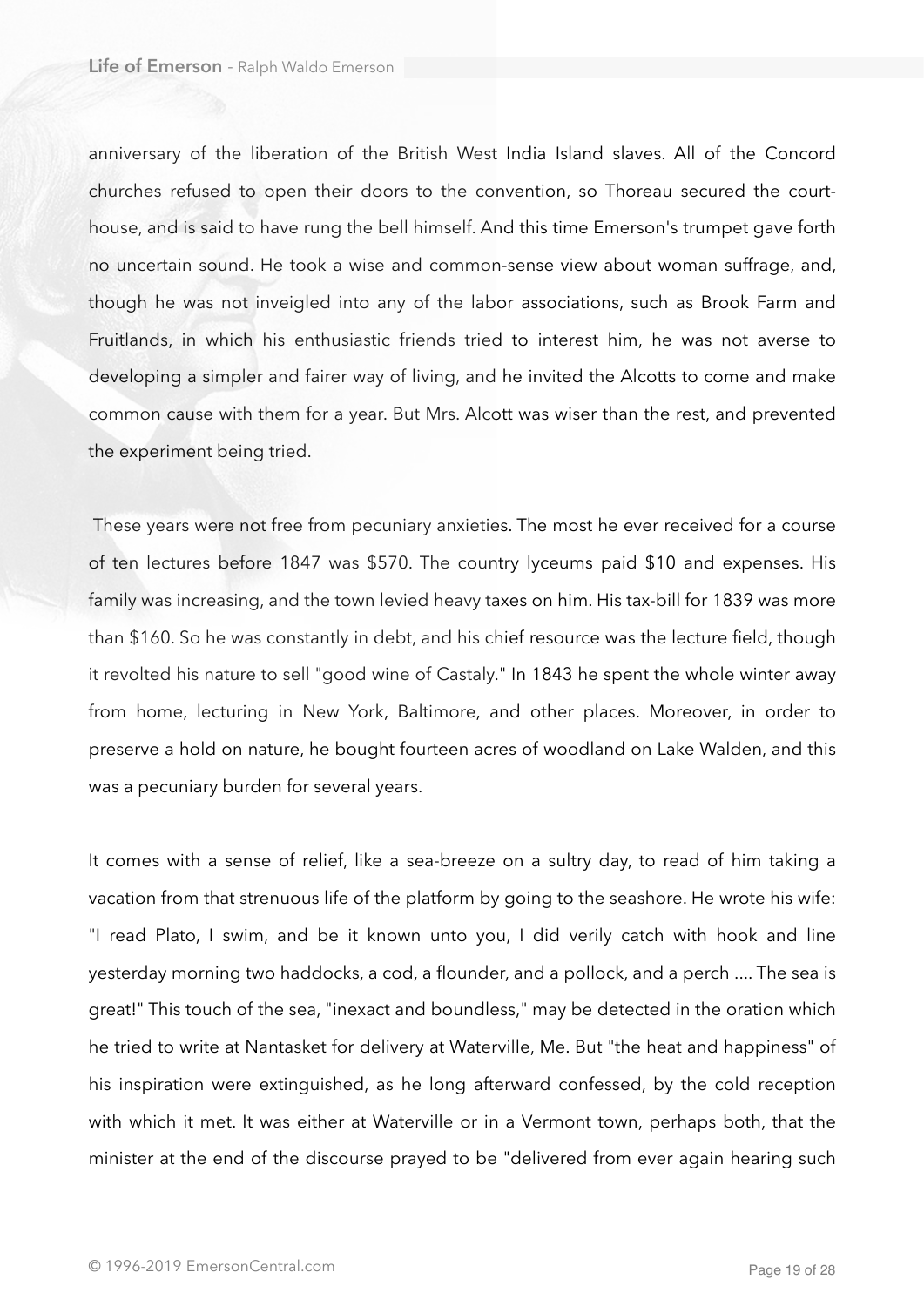anniversary of the liberation of the British West India Island slaves. All of the Concord churches refused to open their doors to the convention, so Thoreau secured the court-house, and is said to have rung the bell himself. And this time Emerson's trumpet gave forth no uncertain sound. He took a wise and common-sense view about woman suffrage, and, though he was not inveigled into any of the labor associations, such as Brook Farm and Fruitlands, in which his enthusiastic friends tried to interest him, he was not averse to developing a simpler and fairer way of living, and he invited the Alcotts to come and make common cause with them for a year. But Mrs. Alcott was wiser than the rest, and prevented the experiment being tried.

These years were not free from pecuniary anxieties. The most he ever received for a course of ten lectures before 1847 was $570. The country lyceums paid $10 and expenses. His family was increasing, and the town levied heavy taxes on him. His tax-bill for 1839 was more than $160. So he was constantly in debt, and his chief resource was the lecture field, though it revolted his nature to sell "good wine of Castaly." In 1843 he spent the whole winter away from home, lecturing in New York, Baltimore, and other places. Moreover, in order to preserve a hold on nature, he bought fourteen acres of woodland on Lake Walden, and this was a pecuniary burden for several years.

It comes with a sense of relief, like a sea-breeze on a sultry day, to read of him taking a vacation from that strenuous life of the platform by going to the seashore. He wrote his wife: "I read Plato, I swim, and be it known unto you, I did verily catch with hook and line yesterday morning two haddocks, a cod, a flounder, and a pollock, and a perch .... The sea is great!" This touch of the sea, "inexact and boundless," may be detected in the oration which he tried to write at Nantasket for delivery at Waterville, Me. But "the heat and happiness" of his inspiration were extinguished, as he long afterward confessed, by the cold reception with which it met. It was either at Waterville or in a Vermont town, perhaps both, that the minister at the end of the discourse prayed to be "delivered from ever again hearing such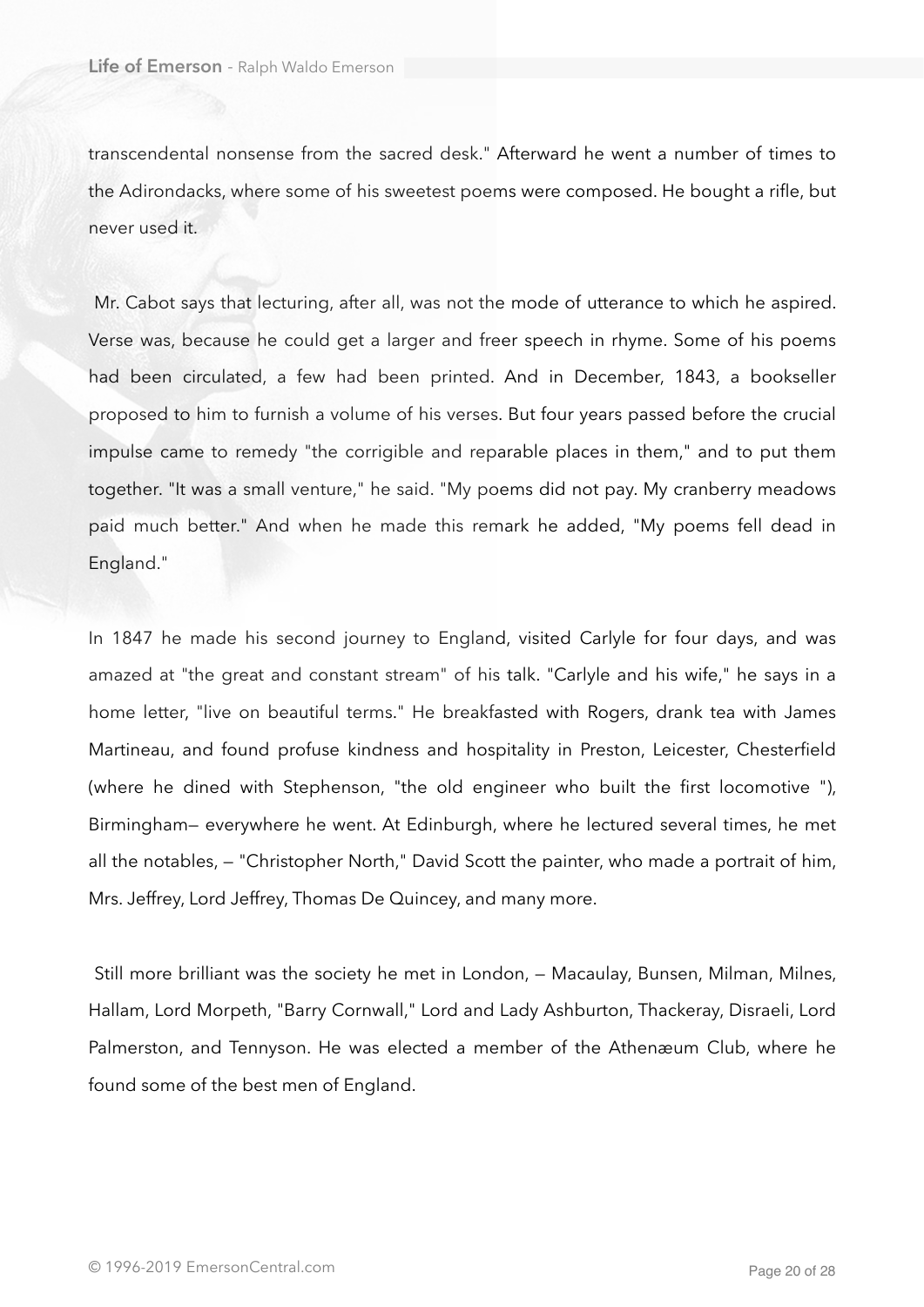transcendental nonsense from the sacred desk." Afterward he went a number of times to the Adirondacks, where some of his sweetest poems were composed. He bought a rifle, but never used it.

Mr. Cabot says that lecturing, after all, was not the mode of utterance to which he aspired. Verse was, because he could get a larger and freer speech in rhyme. Some of his poems had been circulated, a few had been printed. And in December, 1843, a bookseller proposed to him to furnish a volume of his verses. But four years passed before the crucial impulse came to remedy "the corrigible and reparable places in them," and to put them together. "It was a small venture," he said. "My poems did not pay. My cranberry meadows paid much better." And when he made this remark he added, "My poems fell dead in England."

In 1847 he made his second journey to England, visited Carlyle for four days, and was amazed at "the great and constant stream" of his talk. "Carlyle and his wife," he says in a home letter, "live on beautiful terms." He breakfasted with Rogers, drank tea with James Martineau, and found profuse kindness and hospitality in Preston, Leicester, Chesterfield (where he dined with Stephenson, "the old engineer who built the first locomotive "), Birmingham— everywhere he went. At Edinburgh, where he lectured several times, he met all the notables, — "Christopher North," David Scott the painter, who made a portrait of him, Mrs. Jeffrey, Lord Jeffrey, Thomas De Quincey, and many more.

Still more brilliant was the society he met in London, — Macaulay, Bunsen, Milman, Milnes, Hallam, Lord Morpeth, "Barry Cornwall," Lord and Lady Ashburton, Thackeray, Disraeli, Lord Palmerston, and Tennyson. He was elected a member of the Athenæum Club, where he found some of the best men of England.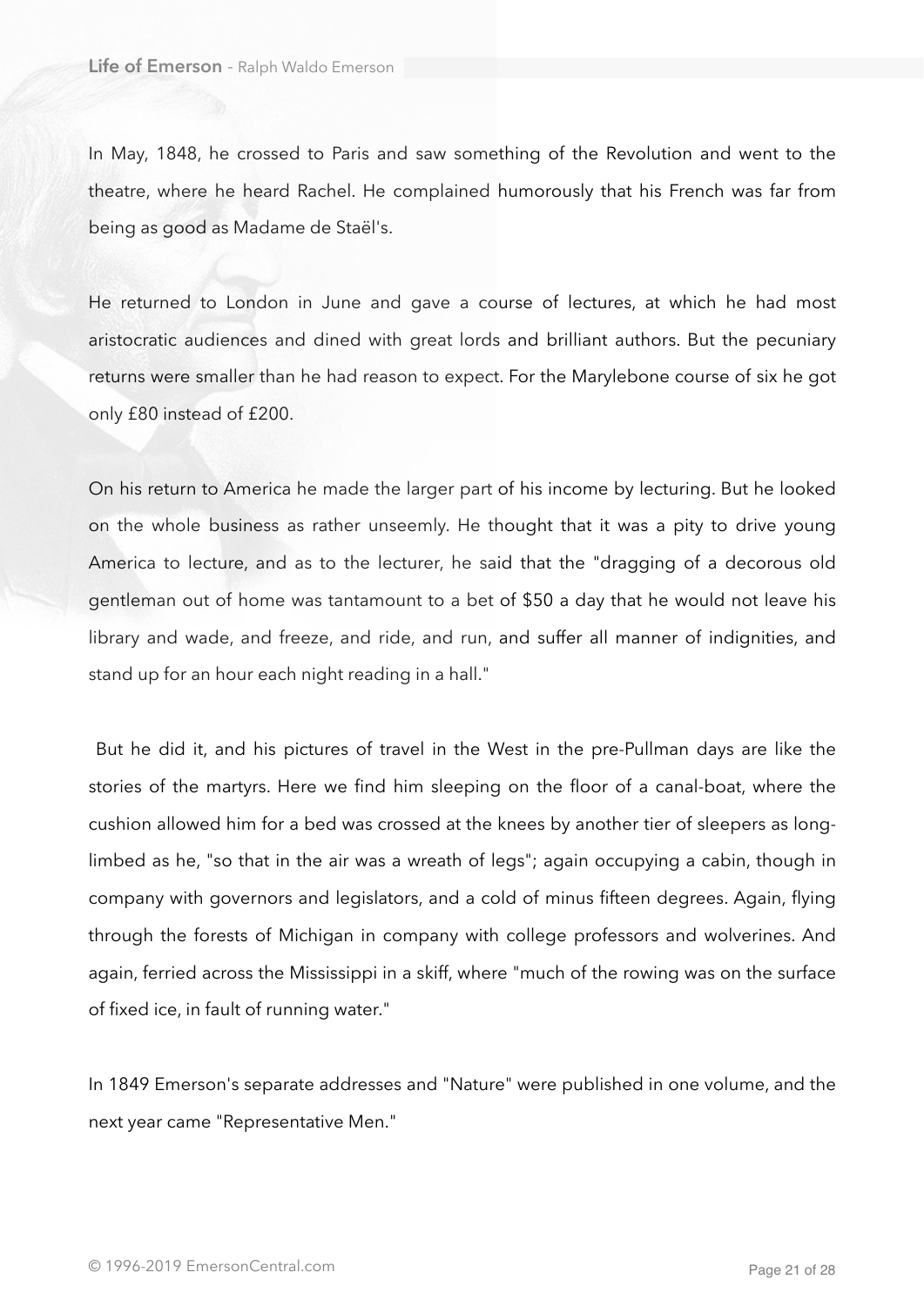In May, 1848, he crossed to Paris and saw something of the Revolution and went to the theatre, where he heard Rachel. He complained humorously that his French was far from being as good as Madame de Staël's.

He returned to London in June and gave a course of lectures, at which he had most aristocratic audiences and dined with great lords and brilliant authors. But the pecuniary returns were smaller than he had reason to expect. For the Marylebone course of six he got only £80 instead of £200.

On his return to America he made the larger part of his income by lecturing. But he looked on the whole business as rather unseemly. He thought that it was a pity to drive young America to lecture, and as to the lecturer, he said that the "dragging of a decorous old gentleman out of home was tantamount to a bet of $50 a day that he would not leave his library and wade, and freeze, and ride, and run, and suffer all manner of indignities, and stand up for an hour each night reading in a hall."

But he did it, and his pictures of travel in the West in the pre-Pullman days are like the stories of the martyrs. Here we find him sleeping on the floor of a canal-boat, where the cushion allowed him for a bed was crossed at the knees by another tier of sleepers as long-limbed as he, "so that in the air was a wreath of legs"; again occupying a cabin, though in company with governors and legislators, and a cold of minus fifteen degrees. Again, flying through the forests of Michigan in company with college professors and wolverines. And again, ferried across the Mississippi in a skiff, where "much of the rowing was on the surface of fixed ice, in fault of running water."

In 1849 Emerson's separate addresses and "Nature" were published in one volume, and the next year came "Representative Men."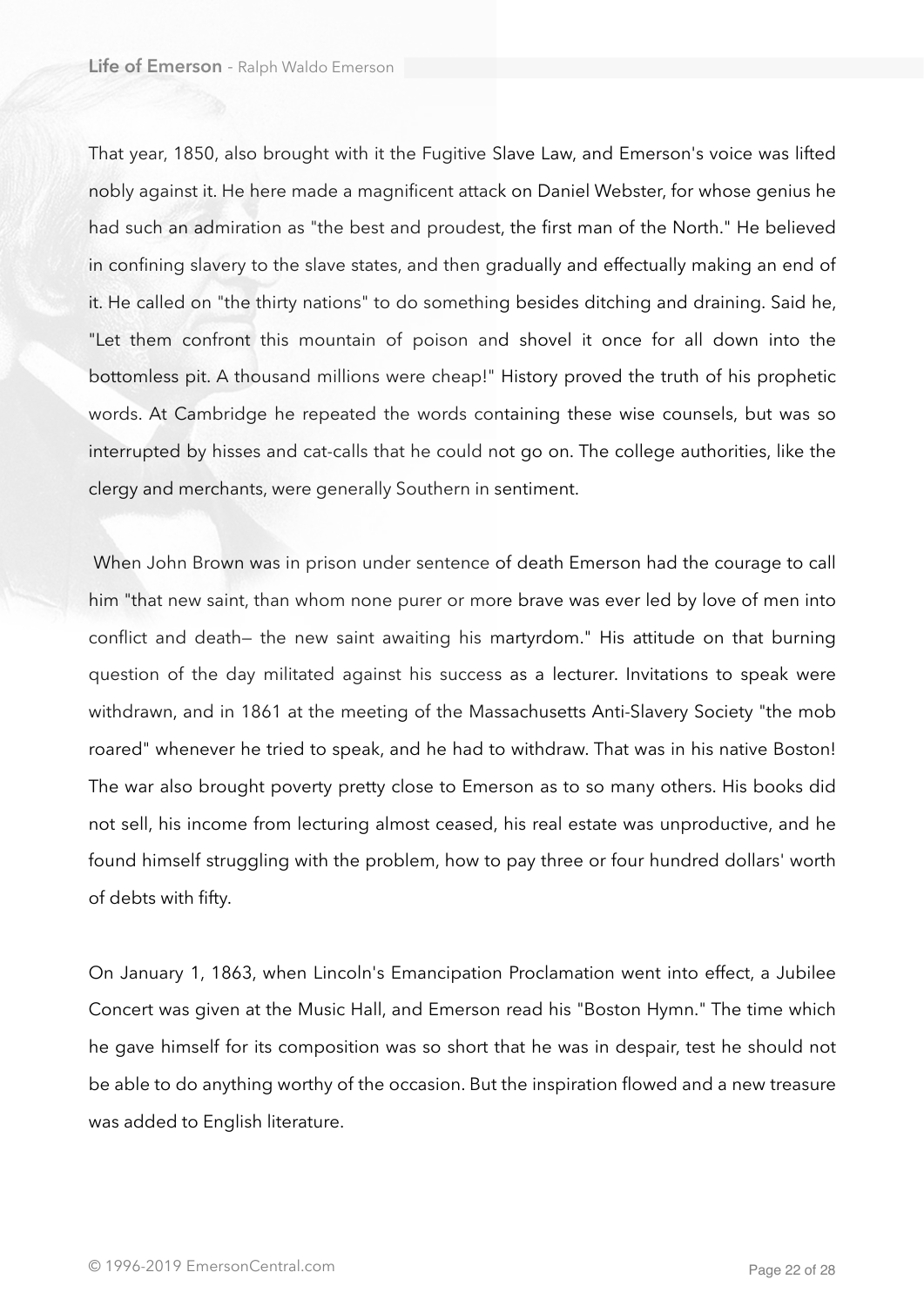That year, 1850, also brought with it the Fugitive Slave Law, and Emerson's voice was lifted nobly against it. He here made a magnificent attack on Daniel Webster, for whose genius he had such an admiration as "the best and proudest, the first man of the North." He believed in confining slavery to the slave states, and then gradually and effectually making an end of it. He called on "the thirty nations" to do something besides ditching and draining. Said he, "Let them confront this mountain of poison and shovel it once for all down into the bottomless pit. A thousand millions were cheap!" History proved the truth of his prophetic words. At Cambridge he repeated the words containing these wise counsels, but was so interrupted by hisses and cat-calls that he could not go on. The college authorities, like the clergy and merchants, were generally Southern in sentiment.

When John Brown was in prison under sentence of death Emerson had the courage to call him "that new saint, than whom none purer or more brave was ever led by love of men into conflict and death— the new saint awaiting his martyrdom." His attitude on that burning question of the day militated against his success as a lecturer. Invitations to speak were withdrawn, and in 1861 at the meeting of the Massachusetts Anti-Slavery Society "the mob roared" whenever he tried to speak, and he had to withdraw. That was in his native Boston! The war also brought poverty pretty close to Emerson as to so many others. His books did not sell, his income from lecturing almost ceased, his real estate was unproductive, and he found himself struggling with the problem, how to pay three or four hundred dollars' worth of debts with fifty.

On January 1, 1863, when Lincoln's Emancipation Proclamation went into effect, a Jubilee Concert was given at the Music Hall, and Emerson read his "Boston Hymn." The time which he gave himself for its composition was so short that he was in despair, test he should not be able to do anything worthy of the occasion. But the inspiration flowed and a new treasure was added to English literature.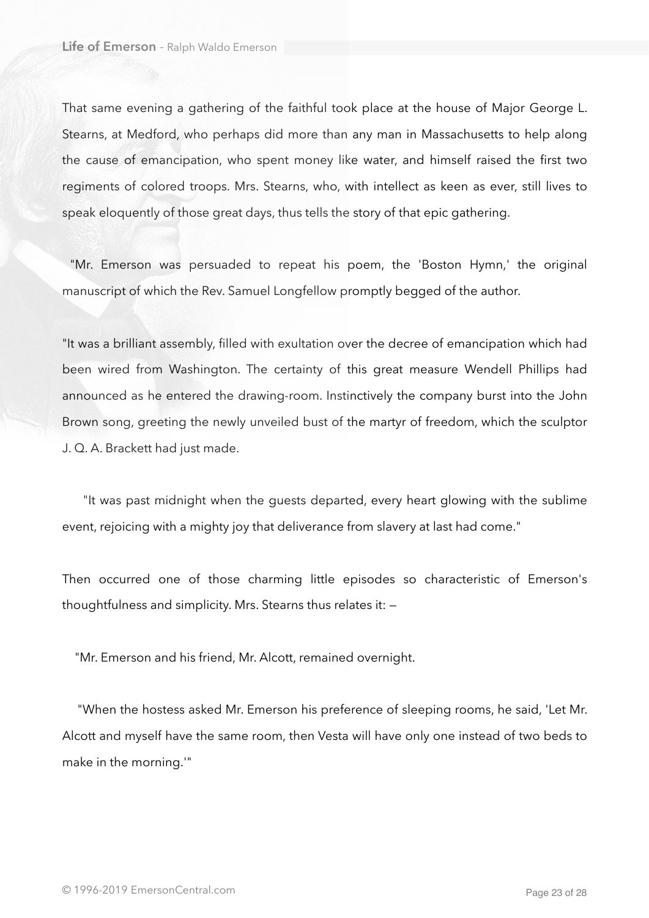That same evening a gathering of the faithful took place at the house of Major George L. Stearns, at Medford, who perhaps did more than any man in Massachusetts to help along the cause of emancipation, who spent money like water, and himself raised the first two regiments of colored troops. Mrs. Stearns, who, with intellect as keen as ever, still lives to speak eloquently of those great days, thus tells the story of that epic gathering.

"Mr. Emerson was persuaded to repeat his poem, the 'Boston Hymn,' the original manuscript of which the Rev. Samuel Longfellow promptly begged of the author.

"It was a brilliant assembly, filled with exultation over the decree of emancipation which had been wired from Washington. The certainty of this great measure Wendell Phillips had announced as he entered the drawing-room. Instinctively the company burst into the John Brown song, greeting the newly unveiled bust of the martyr of freedom, which the sculptor J. Q. A. Brackett had just made.

"It was past midnight when the guests departed, every heart glowing with the sublime event, rejoicing with a mighty joy that deliverance from slavery at last had come."

Then occurred one of those charming little episodes so characteristic of Emerson's thoughtfulness and simplicity. Mrs. Stearns thus relates it: —

"Mr. Emerson and his friend, Mr. Alcott, remained overnight.

"When the hostess asked Mr. Emerson his preference of sleeping rooms, he said, 'Let Mr. Alcott and myself have the same room, then Vesta will have only one instead of two beds to make in the morning.'"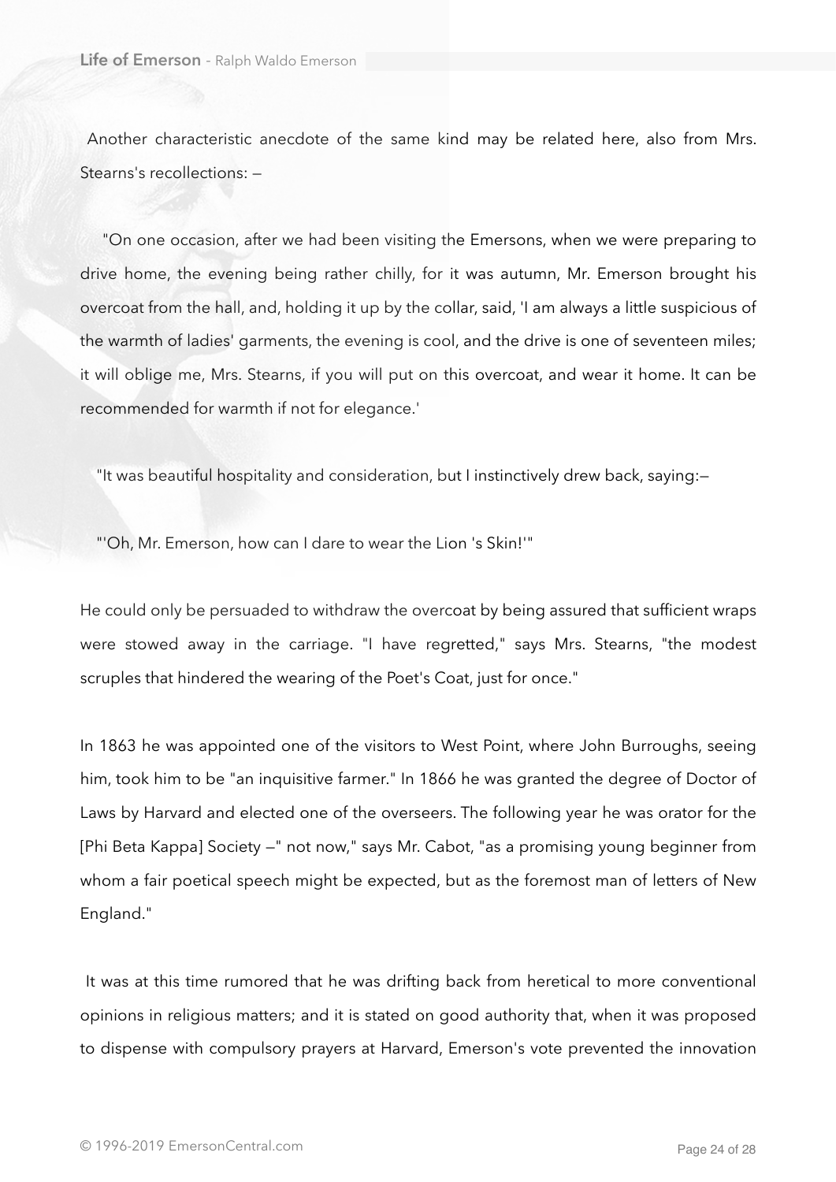Another characteristic anecdote of the same kind may be related here, also from Mrs. Stearns's recollections: —

"On one occasion, after we had been visiting the Emersons, when we were preparing to drive home, the evening being rather chilly, for it was autumn, Mr. Emerson brought his overcoat from the hall, and, holding it up by the collar, said, 'I am always a little suspicious of the warmth of ladies' garments, the evening is cool, and the drive is one of seventeen miles; it will oblige me, Mrs. Stearns, if you will put on this overcoat, and wear it home. It can be recommended for warmth if not for elegance.'

"It was beautiful hospitality and consideration, but I instinctively drew back, saying:—

"'Oh, Mr. Emerson, how can I dare to wear the Lion 's Skin!'"

He could only be persuaded to withdraw the overcoat by being assured that sufficient wraps were stowed away in the carriage. "I have regretted," says Mrs. Stearns, "the modest scruples that hindered the wearing of the Poet's Coat, just for once."

In 1863 he was appointed one of the visitors to West Point, where John Burroughs, seeing him, took him to be "an inquisitive farmer." In 1866 he was granted the degree of Doctor of Laws by Harvard and elected one of the overseers. The following year he was orator for the [Phi Beta Kappa] Society —" not now," says Mr. Cabot, "as a promising young beginner from whom a fair poetical speech might be expected, but as the foremost man of letters of New England."

It was at this time rumored that he was drifting back from heretical to more conventional opinions in religious matters; and it is stated on good authority that, when it was proposed to dispense with compulsory prayers at Harvard, Emerson's vote prevented the innovation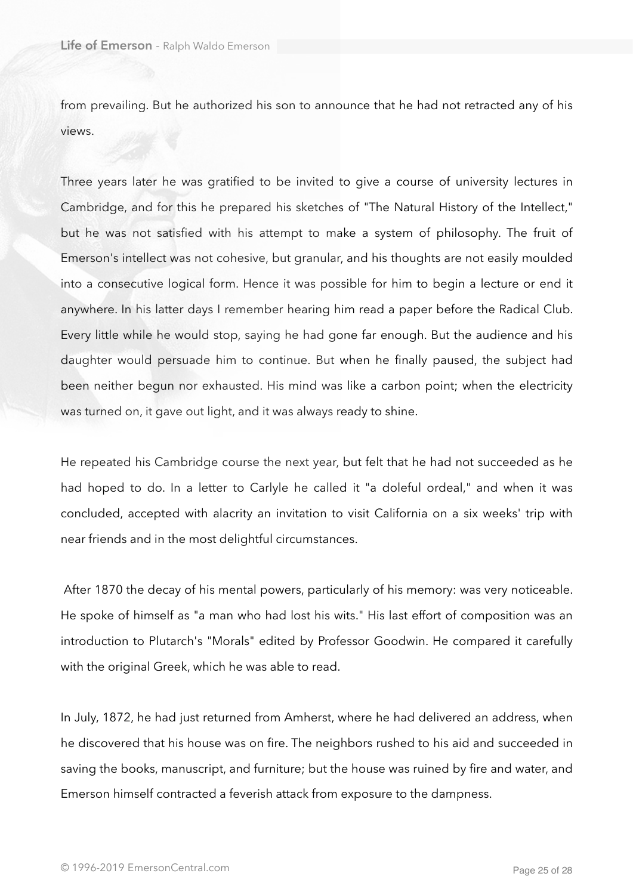from prevailing. But he authorized his son to announce that he had not retracted any of his views.

Three years later he was gratified to be invited to give a course of university lectures in Cambridge, and for this he prepared his sketches of "The Natural History of the Intellect," but he was not satisfied with his attempt to make a system of philosophy. The fruit of Emerson's intellect was not cohesive, but granular, and his thoughts are not easily moulded into a consecutive logical form. Hence it was possible for him to begin a lecture or end it anywhere. In his latter days I remember hearing him read a paper before the Radical Club. Every little while he would stop, saying he had gone far enough. But the audience and his daughter would persuade him to continue. But when he finally paused, the subject had been neither begun nor exhausted. His mind was like a carbon point; when the electricity was turned on, it gave out light, and it was always ready to shine.

He repeated his Cambridge course the next year, but felt that he had not succeeded as he had hoped to do. In a letter to Carlyle he called it "a doleful ordeal," and when it was concluded, accepted with alacrity an invitation to visit California on a six weeks' trip with near friends and in the most delightful circumstances.

After 1870 the decay of his mental powers, particularly of his memory: was very noticeable. He spoke of himself as "a man who had lost his wits." His last effort of composition was an introduction to Plutarch's "Morals" edited by Professor Goodwin. He compared it carefully with the original Greek, which he was able to read.

In July, 1872, he had just returned from Amherst, where he had delivered an address, when he discovered that his house was on fire. The neighbors rushed to his aid and succeeded in saving the books, manuscript, and furniture; but the house was ruined by fire and water, and Emerson himself contracted a feverish attack from exposure to the dampness.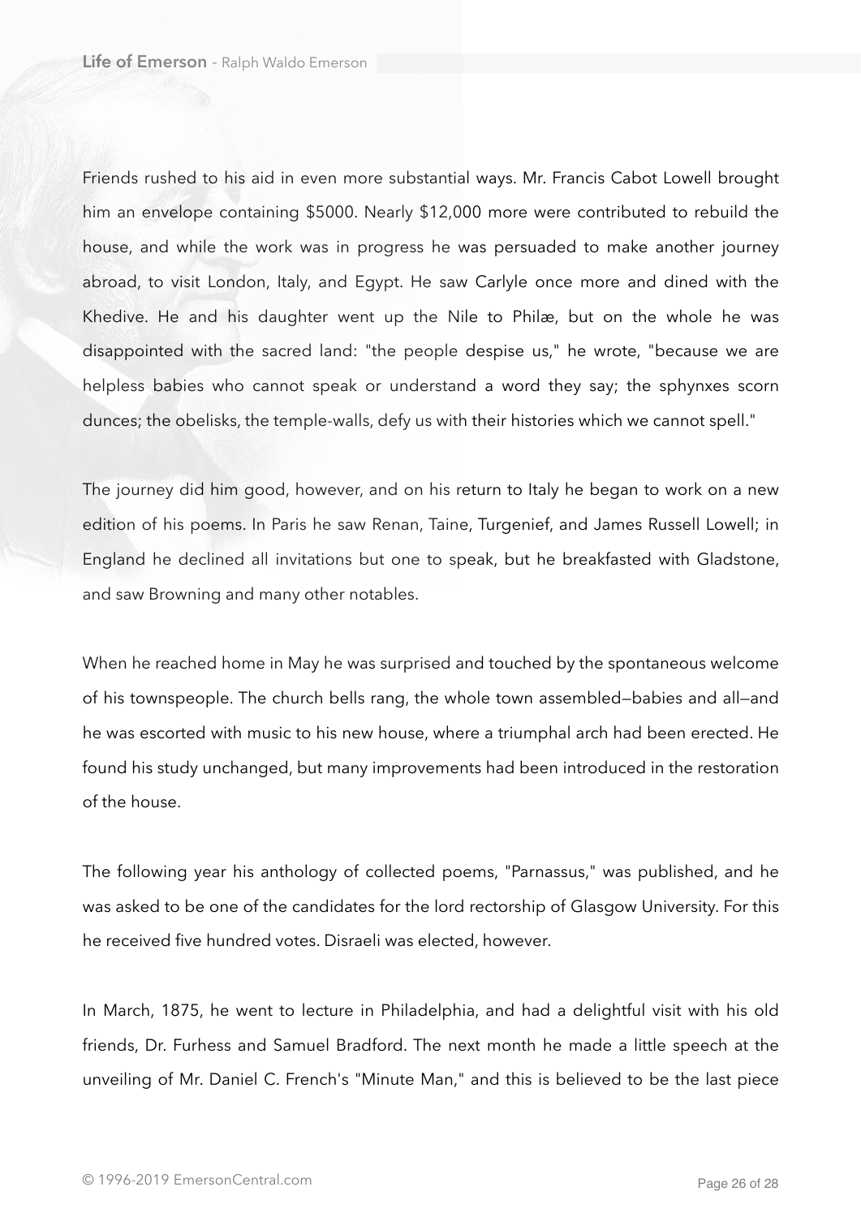Friends rushed to his aid in even more substantial ways. Mr. Francis Cabot Lowell brought him an envelope containing $5000. Nearly $12,000 more were contributed to rebuild the house, and while the work was in progress he was persuaded to make another journey abroad, to visit London, Italy, and Egypt. He saw Carlyle once more and dined with the Khedive. He and his daughter went up the Nile to Philæ, but on the whole he was disappointed with the sacred land: "the people despise us," he wrote, "because we are helpless babies who cannot speak or understand a word they say; the sphynxes scorn dunces; the obelisks, the temple-walls, defy us with their histories which we cannot spell."

The journey did him good, however, and on his return to Italy he began to work on a new edition of his poems. In Paris he saw Renan, Taine, Turgenief, and James Russell Lowell; in England he declined all invitations but one to speak, but he breakfasted with Gladstone, and saw Browning and many other notables.

When he reached home in May he was surprised and touched by the spontaneous welcome of his townspeople. The church bells rang, the whole town assembled—babies and all—and he was escorted with music to his new house, where a triumphal arch had been erected. He found his study unchanged, but many improvements had been introduced in the restoration of the house.

The following year his anthology of collected poems, "Parnassus," was published, and he was asked to be one of the candidates for the lord rectorship of Glasgow University. For this he received five hundred votes. Disraeli was elected, however.

In March, 1875, he went to lecture in Philadelphia, and had a delightful visit with his old friends, Dr. Furhess and Samuel Bradford. The next month he made a little speech at the unveiling of Mr. Daniel C. French's "Minute Man," and this is believed to be the last piece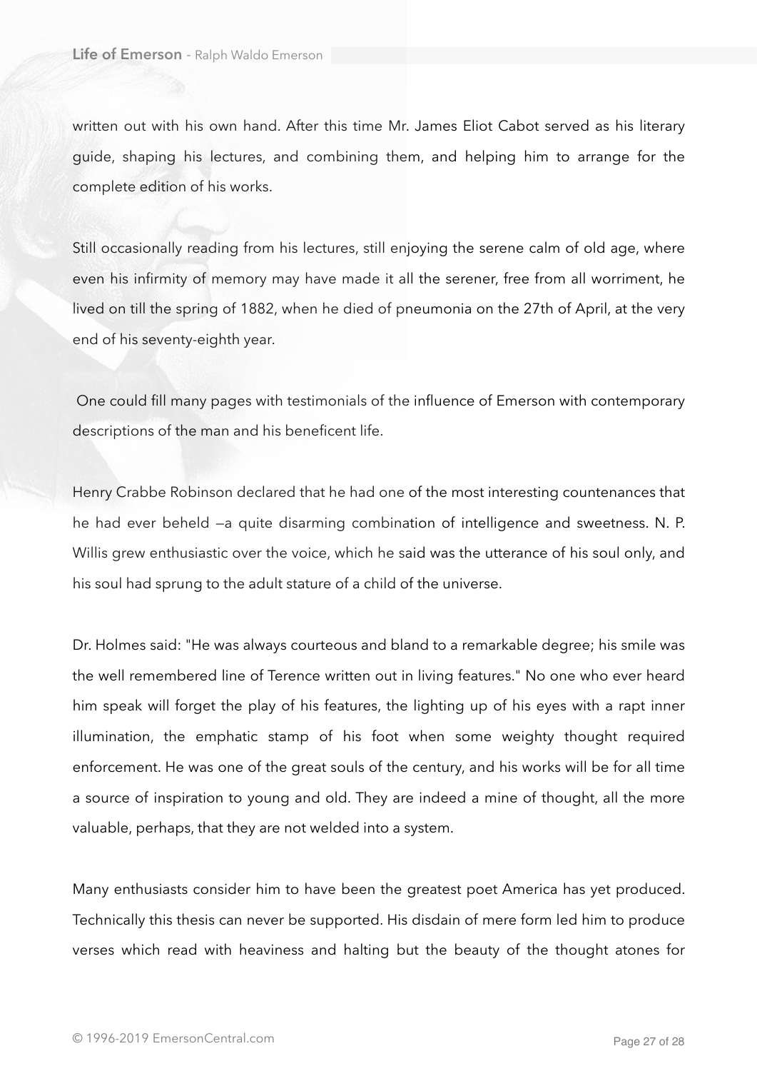written out with his own hand. After this time Mr. James Eliot Cabot served as his literary guide, shaping his lectures, and combining them, and helping him to arrange for the complete edition of his works.

Still occasionally reading from his lectures, still enjoying the serene calm of old age, where even his infirmity of memory may have made it all the serener, free from all worriment, he lived on till the spring of 1882, when he died of pneumonia on the 27th of April, at the very end of his seventy-eighth year.

One could fill many pages with testimonials of the influence of Emerson with contemporary descriptions of the man and his beneficent life.

Henry Crabbe Robinson declared that he had one of the most interesting countenances that he had ever beheld —a quite disarming combination of intelligence and sweetness. N. P. Willis grew enthusiastic over the voice, which he said was the utterance of his soul only, and his soul had sprung to the adult stature of a child of the universe.

Dr. Holmes said: "He was always courteous and bland to a remarkable degree; his smile was the well remembered line of Terence written out in living features." No one who ever heard him speak will forget the play of his features, the lighting up of his eyes with a rapt inner illumination, the emphatic stamp of his foot when some weighty thought required enforcement. He was one of the great souls of the century, and his works will be for all time a source of inspiration to young and old. They are indeed a mine of thought, all the more valuable, perhaps, that they are not welded into a system.

Many enthusiasts consider him to have been the greatest poet America has yet produced. Technically this thesis can never be supported. His disdain of mere form led him to produce verses which read with heaviness and halting but the beauty of the thought atones for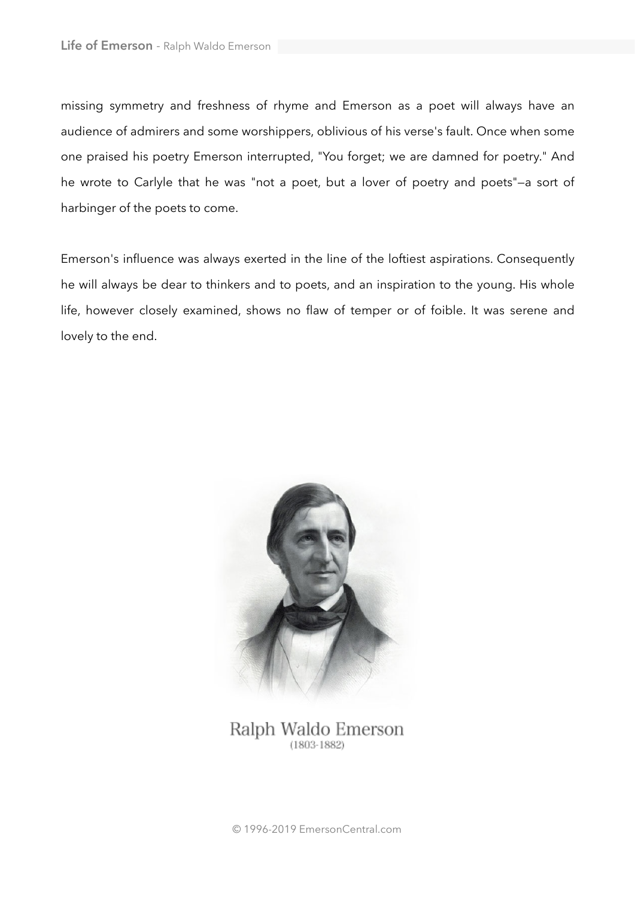missing symmetry and freshness of rhyme and Emerson as a poet will always have an audience of admirers and some worshippers, oblivious of his verse's fault. Once when some one praised his poetry Emerson interrupted, "You forget; we are damned for poetry." And he wrote to Carlyle that he was "not a poet, but a lover of poetry and poets"—a sort of harbinger of the poets to come.

Emerson's influence was always exerted in the line of the loftiest aspirations. Consequently he will always be dear to thinkers and to poets, and an inspiration to the young. His whole life, however closely examined, shows no flaw of temper or of foible. It was serene and lovely to the end.

Ralph Waldo Emerson
(1803-1882)

© 1996-2019 EmersonCentral.com